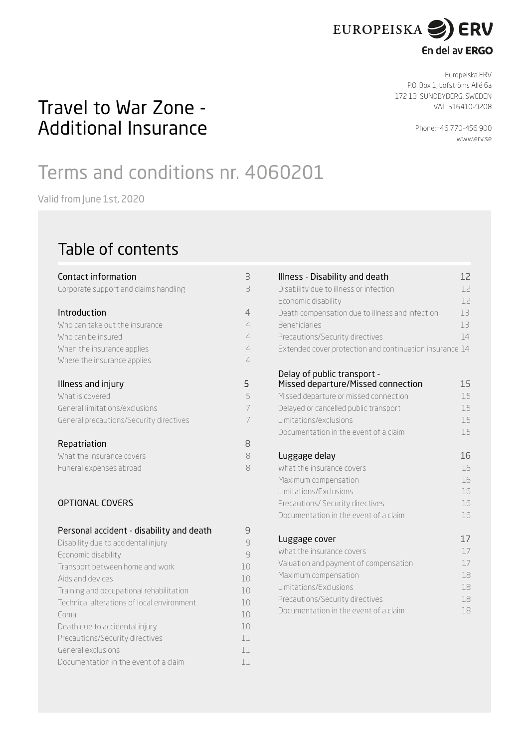EUROPEISKA ERV
En del av ERGO

Europeiska ERV
P.O. Box 1, Löfströms Allé 6a
172 13 SUNDBYBERG, SWEDEN
VAT: 516410-9208

Phone:+46 770-456 900
www.erv.se

# Travel to War Zone - Additional Insurance

## Terms and conditions nr. 4060201

Valid from June 1st, 2020

## Table of contents

| | |
|---|---|
| **Contact information** | **3** |
| Corporate support and claims handling | 3 |
| **Introduction** | **4** |
| Who can take out the insurance | 4 |
| Who can be insured | 4 |
| When the insurance applies | 4 |
| Where the insurance applies | 4 |
| **Illness and injury** | **5** |
| What is covered | 5 |
| General limitations/exclusions | 7 |
| General precautions/Security directives | 7 |
| **Repatriation** | **8** |
| What the insurance covers | 8 |
| Funeral expenses abroad | 8 |

OPTIONAL COVERS

| | |
|---|---|
| **Personal accident - disability and death** | **9** |
| Disability due to accidental injury | 9 |
| Economic disability | 9 |
| Transport between home and work | 10 |
| Aids and devices | 10 |
| Training and occupational rehabilitation | 10 |
| Technical alterations of local environment | 10 |
| Coma | 10 |
| Death due to accidental injury | 10 |
| Precautions/Security directives | 11 |
| General exclusions | 11 |
| Documentation in the event of a claim | 11 |
| **Illness - Disability and death** | **12** |
| Disability due to illness or infection | 12 |
| Economic disability | 12 |
| Death compensation due to illness and infection | 13 |
| Beneficiaries | 13 |
| Precautions/Security directives | 14 |
| Extended cover protection and continuation insurance | 14 |
| **Delay of public transport - Missed departure/Missed connection** | **15** |
| Missed departure or missed connection | 15 |
| Delayed or cancelled public transport | 15 |
| Limitations/exclusions | 15 |
| Documentation in the event of a claim | 15 |
| **Luggage delay** | **16** |
| What the insurance covers | 16 |
| Maximum compensation | 16 |
| Limitations/Exclusions | 16 |
| Precautions/ Security directives | 16 |
| Documentation in the event of a claim | 16 |
| **Luggage cover** | **17** |
| What the insurance covers | 17 |
| Valuation and payment of compensation | 17 |
| Maximum compensation | 18 |
| Limitations/Exclusions | 18 |
| Precautions/Security directives | 18 |
| Documentation in the event of a claim | 18 |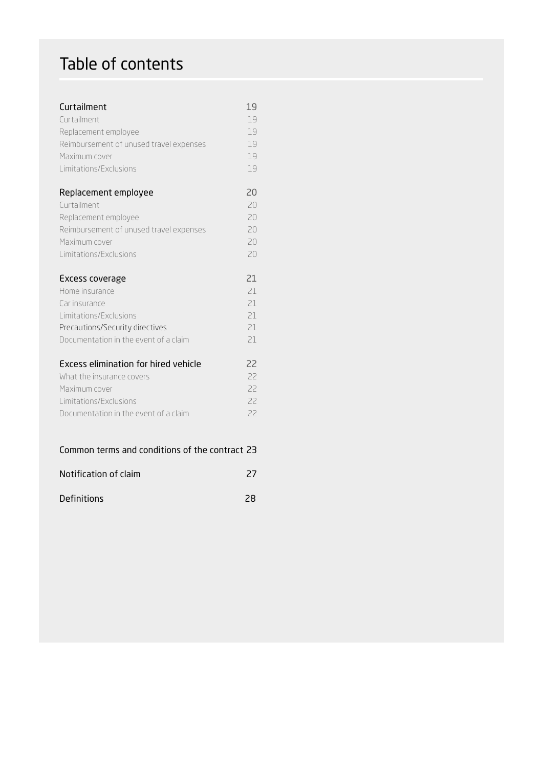# Table of contents

| | |
|---|---|
| **Curtailment** | **19** |
| Curtailment | 19 |
| Replacement employee | 19 |
| Reimbursement of unused travel expenses | 19 |
| Maximum cover | 19 |
| Limitations/Exclusions | 19 |
| **Replacement employee** | **20** |
| Curtailment | 20 |
| Replacement employee | 20 |
| Reimbursement of unused travel expenses | 20 |
| Maximum cover | 20 |
| Limitations/Exclusions | 20 |
| **Excess coverage** | **21** |
| Home insurance | 21 |
| Car insurance | 21 |
| Limitations/Exclusions | 21 |
| Precautions/Security directives | 21 |
| Documentation in the event of a claim | 21 |
| **Excess elimination for hired vehicle** | **22** |
| What the insurance covers | 22 |
| Maximum cover | 22 |
| Limitations/Exclusions | 22 |
| Documentation in the event of a claim | 22 |
| **Common terms and conditions of the contract** | **23** |
| **Notification of claim** | **27** |
| **Definitions** | **28** |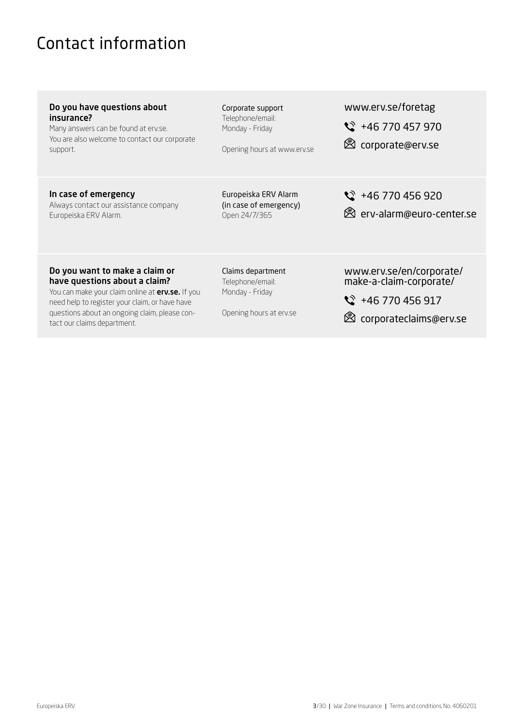# Contact information

| | | |
|---|---|---|
| **Do you have questions about insurance?**<br>Many answers can be found at erv.se.<br>You are also welcome to contact our corporate support. | Corporate support<br>Telephone/email:<br>Monday - Friday<br><br>Opening hours at www.erv.se | www.erv.se/foretag<br>+46 770 457 970<br>corporate@erv.se |
| **In case of emergency**<br>Always contact our assistance company Europeiska ERV Alarm. | Europeiska ERV Alarm<br>(in case of emergency)<br>Open 24/7/365 | +46 770 456 920<br>erv-alarm@euro-center.se |
| **Do you want to make a claim or have questions about a claim?**<br>You can make your claim online at **erv.se.** If you need help to register your claim, or have have questions about an ongoing claim, please contact our claims department. | Claims department<br>Telephone/email:<br>Monday - Friday<br><br>Opening hours at erv.se | www.erv.se/en/corporate/make-a-claim-corporate/<br>+46 770 456 917<br>corporateclaims@erv.se |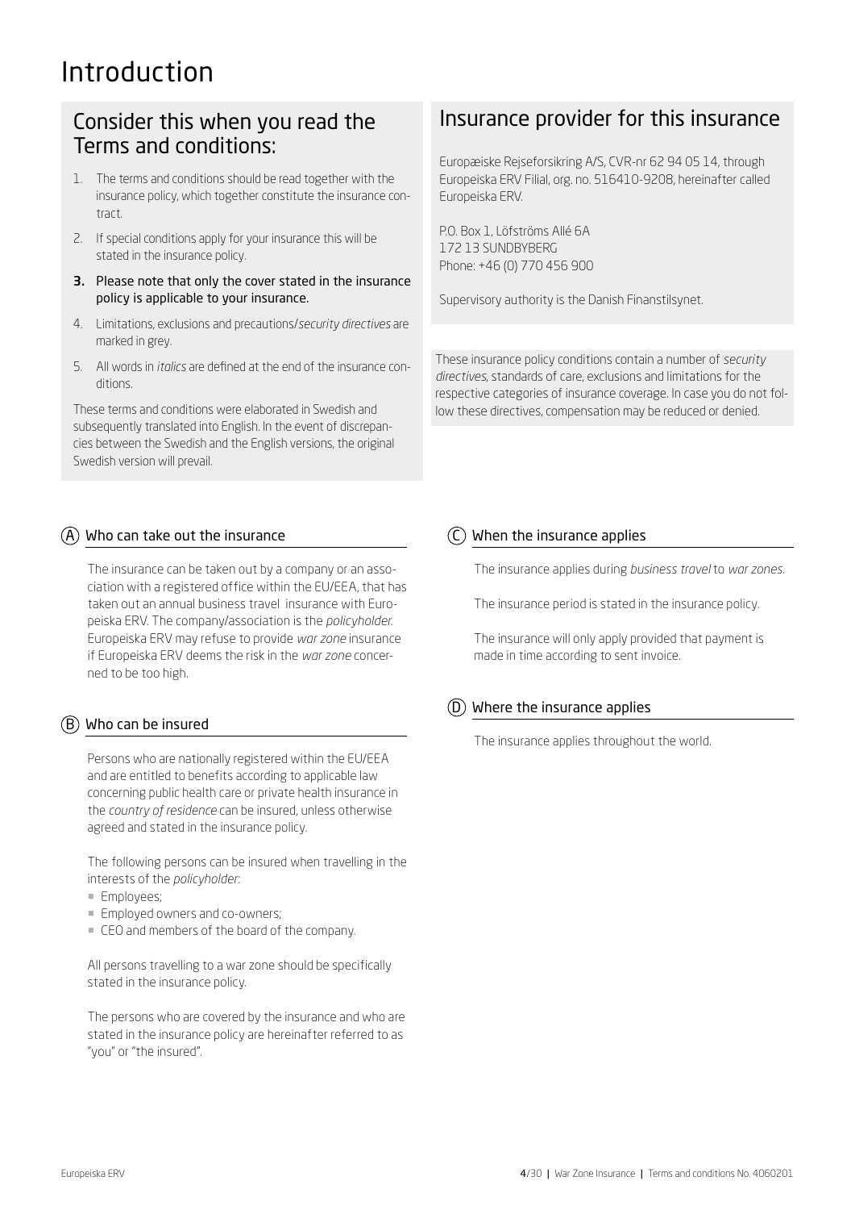# Introduction

## Consider this when you read the Terms and conditions:

1. The terms and conditions should be read together with the insurance policy, which together constitute the insurance contract.
2. If special conditions apply for your insurance this will be stated in the insurance policy.
3. **Please note that only the cover stated in the insurance policy is applicable to your insurance.**
4. Limitations, exclusions and precautions/*security directives* are marked in grey.
5. All words in *italics* are defined at the end of the insurance conditions.

These terms and conditions were elaborated in Swedish and subsequently translated into English. In the event of discrepancies between the Swedish and the English versions, the original Swedish version will prevail.

## Insurance provider for this insurance

Europæiske Rejseforsikring A/S, CVR-nr 62 94 05 14, through Europeiska ERV Filial, org. no. 516410-9208, hereinafter called Europeiska ERV.

P.O. Box 1, Löfströms Allé 6A
172 13 SUNDBYBERG
Phone: +46 (0) 770 456 900

Supervisory authority is the Danish Finanstilsynet.

These insurance policy conditions contain a number of *security directives*, standards of care, exclusions and limitations for the respective categories of insurance coverage. In case you do not follow these directives, compensation may be reduced or denied.

### (A) Who can take out the insurance

The insurance can be taken out by a company or an association with a registered office within the EU/EEA, that has taken out an annual business travel insurance with Europeiska ERV. The company/association is the *policyholder*. Europeiska ERV may refuse to provide *war zone* insurance if Europeiska ERV deems the risk in the *war zone* concerned to be too high.

### (B) Who can be insured

Persons who are nationally registered within the EU/EEA and are entitled to benefits according to applicable law concerning public health care or private health insurance in the *country of residence* can be insured, unless otherwise agreed and stated in the insurance policy.

The following persons can be insured when travelling in the interests of the *policyholder*:

- Employees;
- Employed owners and co-owners;
- CEO and members of the board of the company.

All persons travelling to a war zone should be specifically stated in the insurance policy.

The persons who are covered by the insurance and who are stated in the insurance policy are hereinafter referred to as "you" or "the insured".

### (C) When the insurance applies

The insurance applies during *business travel* to *war zones*.

The insurance period is stated in the insurance policy.

The insurance will only apply provided that payment is made in time according to sent invoice.

### (D) Where the insurance applies

The insurance applies throughout the world.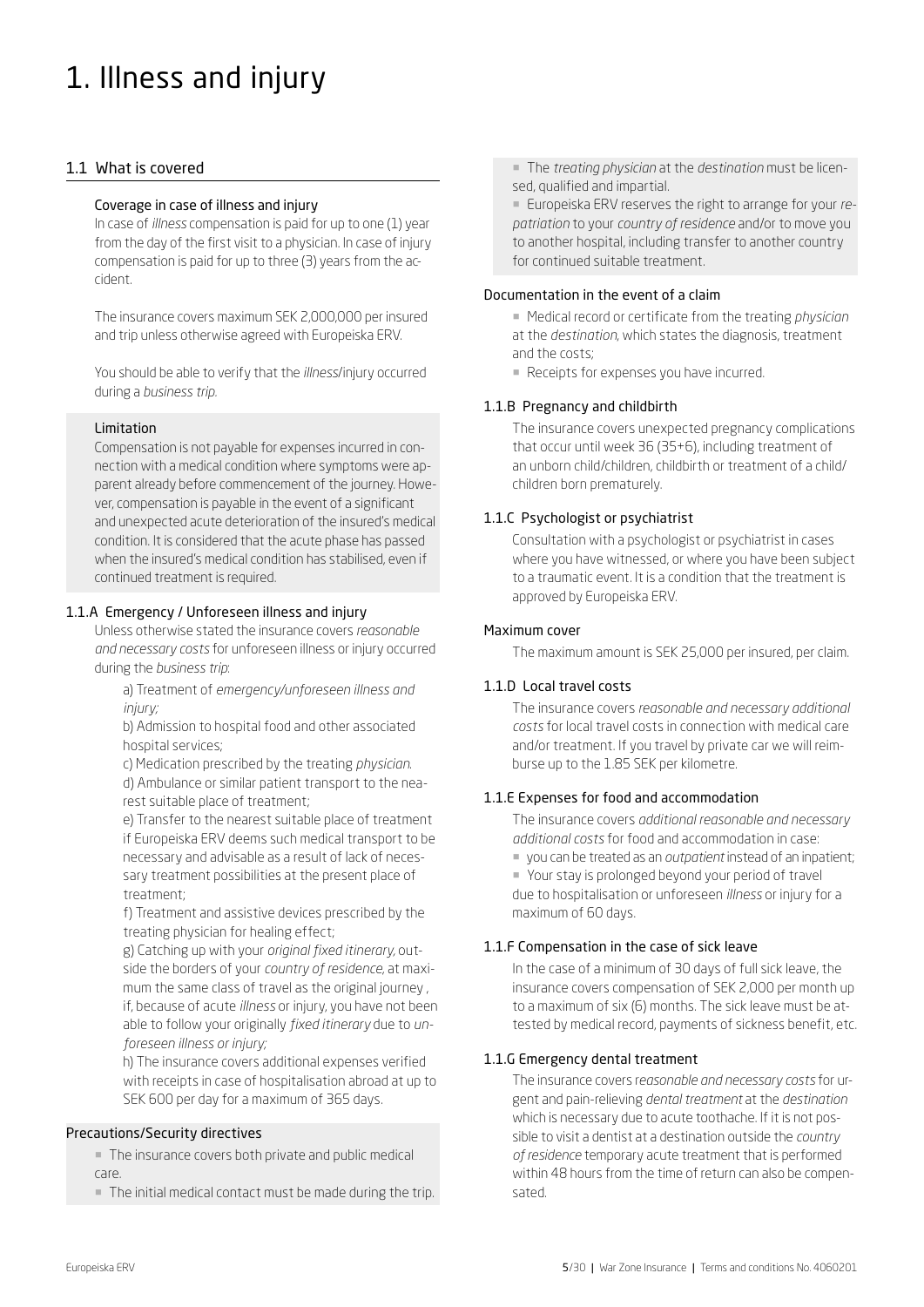# 1. Illness and injury

## 1.1 What is covered

### Coverage in case of illness and injury

In case of *illness* compensation is paid for up to one (1) year from the day of the first visit to a physician. In case of injury compensation is paid for up to three (3) years from the accident.

The insurance covers maximum SEK 2,000,000 per insured and trip unless otherwise agreed with Europeiska ERV.

You should be able to verify that the *illness*/injury occurred during a *business trip*.

### Limitation

Compensation is not payable for expenses incurred in connection with a medical condition where symptoms were apparent already before commencement of the journey. However, compensation is payable in the event of a significant and unexpected acute deterioration of the insured's medical condition. It is considered that the acute phase has passed when the insured's medical condition has stabilised, even if continued treatment is required.

### 1.1.A Emergency / Unforeseen illness and injury

Unless otherwise stated the insurance covers *reasonable and necessary costs* for unforeseen illness or injury occurred during the *business trip*:

a) Treatment of *emergency/unforeseen illness and injury;*

b) Admission to hospital food and other associated hospital services;

c) Medication prescribed by the treating *physician*.

d) Ambulance or similar patient transport to the nearest suitable place of treatment;

e) Transfer to the nearest suitable place of treatment if Europeiska ERV deems such medical transport to be necessary and advisable as a result of lack of necessary treatment possibilities at the present place of treatment;

f) Treatment and assistive devices prescribed by the treating physician for healing effect;

g) Catching up with your *original fixed itinerary*, outside the borders of your *country of residence*, at maximum the same class of travel as the original journey , if, because of acute *illness* or injury, you have not been able to follow your originally *fixed itinerary* due to *unforeseen illness or injury;*

h) The insurance covers additional expenses verified with receipts in case of hospitalisation abroad at up to SEK 600 per day for a maximum of 365 days.

### Precautions/Security directives

- The insurance covers both private and public medical care.
- The initial medical contact must be made during the trip.
- The *treating physician* at the *destination* must be licensed, qualified and impartial.
- Europeiska ERV reserves the right to arrange for your *repatriation* to your *country of residence* and/or to move you to another hospital, including transfer to another country for continued suitable treatment.

### Documentation in the event of a claim

- Medical record or certificate from the treating *physician* at the *destination*, which states the diagnosis, treatment and the costs;
- Receipts for expenses you have incurred.

### 1.1.B Pregnancy and childbirth

The insurance covers unexpected pregnancy complications that occur until week 36 (35+6), including treatment of an unborn child/children, childbirth or treatment of a child/children born prematurely.

### 1.1.C Psychologist or psychiatrist

Consultation with a psychologist or psychiatrist in cases where you have witnessed, or where you have been subject to a traumatic event. It is a condition that the treatment is approved by Europeiska ERV.

### Maximum cover

The maximum amount is SEK 25,000 per insured, per claim.

### 1.1.D Local travel costs

The insurance covers *reasonable and necessary additional costs* for local travel costs in connection with medical care and/or treatment. If you travel by private car we will reimburse up to the 1.85 SEK per kilometre.

### 1.1.E Expenses for food and accommodation

The insurance covers *additional reasonable and necessary additional costs* for food and accommodation in case:

- you can be treated as an *outpatient* instead of an inpatient;
- Your stay is prolonged beyond your period of travel due to hospitalisation or unforeseen *illness* or injury for a maximum of 60 days.

### 1.1.F Compensation in the case of sick leave

In the case of a minimum of 30 days of full sick leave, the insurance covers compensation of SEK 2,000 per month up to a maximum of six (6) months. The sick leave must be attested by medical record, payments of sickness benefit, etc.

### 1.1.G Emergency dental treatment

The insurance covers *reasonable and necessary costs* for urgent and pain-relieving *dental treatment* at the *destination* which is necessary due to acute toothache. If it is not possible to visit a dentist at a destination outside the *country of residence* temporary acute treatment that is performed within 48 hours from the time of return can also be compensated.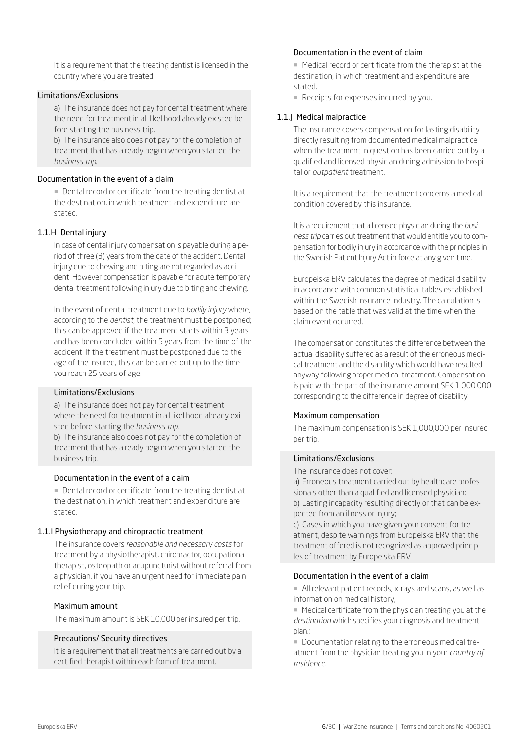It is a requirement that the treating dentist is licensed in the country where you are treated.

#### Limitations/Exclusions

a) The insurance does not pay for dental treatment where the need for treatment in all likelihood already existed before starting the business trip.
b) The insurance also does not pay for the completion of treatment that has already begun when you started the *business trip*.

#### Documentation in the event of a claim

- Dental record or certificate from the treating dentist at the destination, in which treatment and expenditure are stated.

### 1.1.H Dental injury

In case of dental injury compensation is payable during a period of three (3) years from the date of the accident. Dental injury due to chewing and biting are not regarded as accident. However compensation is payable for acute temporary dental treatment following injury due to biting and chewing.

In the event of dental treatment due to *bodily injury* where, according to the *dentist*, the treatment must be postponed; this can be approved if the treatment starts within 3 years and has been concluded within 5 years from the time of the accident. If the treatment must be postponed due to the age of the insured, this can be carried out up to the time you reach 25 years of age.

#### Limitations/Exclusions

a) The insurance does not pay for dental treatment where the need for treatment in all likelihood already existed before starting the *business trip*.
b) The insurance also does not pay for the completion of treatment that has already begun when you started the business trip.

#### Documentation in the event of a claim

- Dental record or certificate from the treating dentist at the destination, in which treatment and expenditure are stated.

### 1.1.I Physiotherapy and chiropractic treatment

The insurance covers *reasonable and necessary costs* for treatment by a physiotherapist, chiropractor, occupational therapist, osteopath or acupuncturist without referral from a physician, if you have an urgent need for immediate pain relief during your trip.

#### Maximum amount

The maximum amount is SEK 10,000 per insured per trip.

#### Precautions/ Security directives

It is a requirement that all treatments are carried out by a certified therapist within each form of treatment.

#### Documentation in the event of claim

- Medical record or certificate from the therapist at the destination, in which treatment and expenditure are stated.
- Receipts for expenses incurred by you.

### 1.1.J Medical malpractice

The insurance covers compensation for lasting disability directly resulting from documented medical malpractice when the treatment in question has been carried out by a qualified and licensed physician during admission to hospital or *outpatient* treatment.

It is a requirement that the treatment concerns a medical condition covered by this insurance.

It is a requirement that a licensed physician during the *business trip* carries out treatment that would entitle you to compensation for bodily injury in accordance with the principles in the Swedish Patient Injury Act in force at any given time.

Europeiska ERV calculates the degree of medical disability in accordance with common statistical tables established within the Swedish insurance industry. The calculation is based on the table that was valid at the time when the claim event occurred.

The compensation constitutes the difference between the actual disability suffered as a result of the erroneous medical treatment and the disability which would have resulted anyway following proper medical treatment. Compensation is paid with the part of the insurance amount SEK 1 000 000 corresponding to the difference in degree of disability.

#### Maximum compensation

The maximum compensation is SEK 1,000,000 per insured per trip.

#### Limitations/Exclusions

The insurance does not cover:
a) Erroneous treatment carried out by healthcare professionals other than a qualified and licensed physician;
b) Lasting incapacity resulting directly or that can be expected from an illness or injury;
c) Cases in which you have given your consent for treatment, despite warnings from Europeiska ERV that the treatment offered is not recognized as approved principles of treatment by Europeiska ERV.

#### Documentation in the event of a claim

- All relevant patient records, x-rays and scans, as well as information on medical history;
- Medical certificate from the physician treating you at the *destination* which specifies your diagnosis and treatment plan.;
- Documentation relating to the erroneous medical treatment from the physician treating you in your *country of residence*.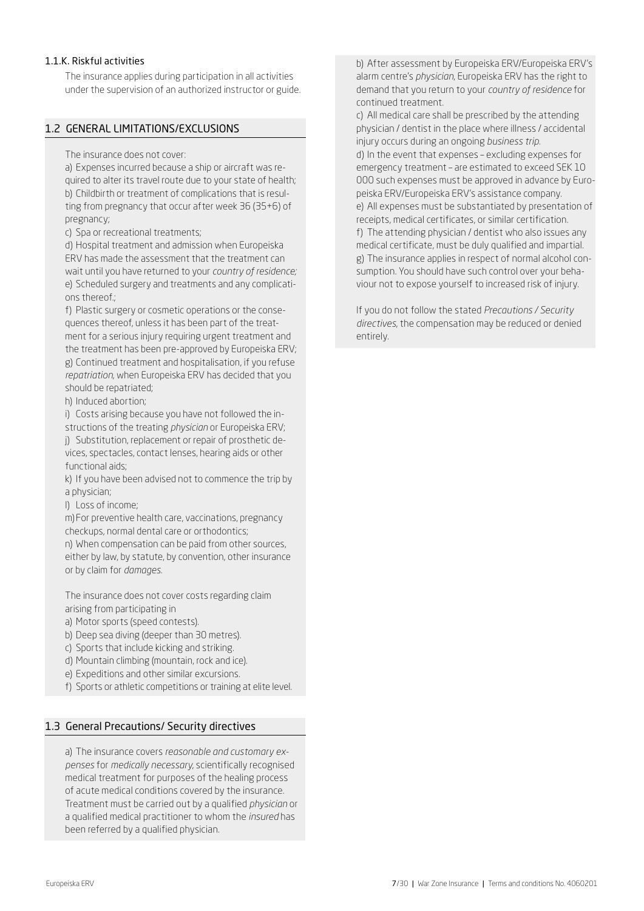### 1.1.K. Riskful activities

The insurance applies during participation in all activities under the supervision of an authorized instructor or guide.

## 1.2 GENERAL LIMITATIONS/EXCLUSIONS

The insurance does not cover:

a) Expenses incurred because a ship or aircraft was required to alter its travel route due to your state of health;
b) Childbirth or treatment of complications that is resulting from pregnancy that occur after week 36 (35+6) of pregnancy;
c) Spa or recreational treatments;
d) Hospital treatment and admission when Europeiska ERV has made the assessment that the treatment can wait until you have returned to your *country of residence;*
e) Scheduled surgery and treatments and any complications thereof.;
f) Plastic surgery or cosmetic operations or the consequences thereof, unless it has been part of the treatment for a serious injury requiring urgent treatment and the treatment has been pre-approved by Europeiska ERV;
g) Continued treatment and hospitalisation, if you refuse *repatriation,* when Europeiska ERV has decided that you should be repatriated;
h) Induced abortion;
i) Costs arising because you have not followed the instructions of the treating *physician* or Europeiska ERV;
j) Substitution, replacement or repair of prosthetic devices, spectacles, contact lenses, hearing aids or other functional aids;
k) If you have been advised not to commence the trip by a physician;
l) Loss of income;
m) For preventive health care, vaccinations, pregnancy checkups, normal dental care or orthodontics;
n) When compensation can be paid from other sources, either by law, by statute, by convention, other insurance or by claim for *damages.*

The insurance does not cover costs regarding claim arising from participating in

a) Motor sports (speed contests).
b) Deep sea diving (deeper than 30 metres).
c) Sports that include kicking and striking.
d) Mountain climbing (mountain, rock and ice).
e) Expeditions and other similar excursions.
f) Sports or athletic competitions or training at elite level.

## 1.3 General Precautions/ Security directives

a) The insurance covers *reasonable and customary expenses* for *medically necessary,* scientifically recognised medical treatment for purposes of the healing process of acute medical conditions covered by the insurance. Treatment must be carried out by a qualified *physician* or a qualified medical practitioner to whom the *insured* has been referred by a qualified physician.
b) After assessment by Europeiska ERV/Europeiska ERV's alarm centre's *physician,* Europeiska ERV has the right to demand that you return to your *country of residence* for continued treatment.
c) All medical care shall be prescribed by the attending physician / dentist in the place where illness / accidental injury occurs during an ongoing *business trip.*
d) In the event that expenses – excluding expenses for emergency treatment – are estimated to exceed SEK 10 000 such expenses must be approved in advance by Europeiska ERV/Europeiska ERV's assistance company.
e) All expenses must be substantiated by presentation of receipts, medical certificates, or similar certification.
f) The attending physician / dentist who also issues any medical certificate, must be duly qualified and impartial.
g) The insurance applies in respect of normal alcohol consumption. You should have such control over your behaviour not to expose yourself to increased risk of injury.

If you do not follow the stated *Precautions / Security directives,* the compensation may be reduced or denied entirely.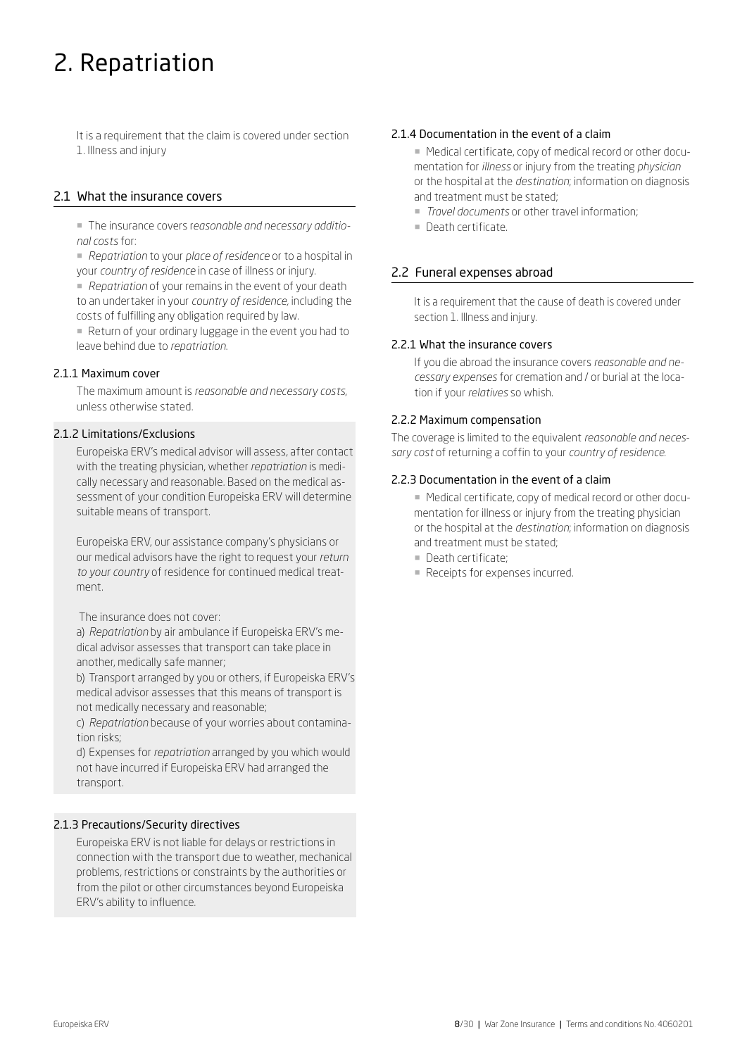# 2. Repatriation

It is a requirement that the claim is covered under section 1. Illness and injury

## 2.1 What the insurance covers

- The insurance covers r*easonable and necessary additional costs* for:
- *Repatriation* to your *place of residence* or to a hospital in your *country of residence* in case of illness or injury.
- *Repatriation* of your remains in the event of your death to an undertaker in your *country of residence*, including the costs of fulfilling any obligation required by law.
- Return of your ordinary luggage in the event you had to leave behind due to *repatriation*.

### 2.1.1 Maximum cover

The maximum amount is *reasonable and necessary costs*, unless otherwise stated.

### 2.1.2 Limitations/Exclusions

Europeiska ERV's medical advisor will assess, after contact with the treating physician, whether *repatriation* is medically necessary and reasonable. Based on the medical assessment of your condition Europeiska ERV will determine suitable means of transport.

Europeiska ERV, our assistance company's physicians or our medical advisors have the right to request your *return to your country* of residence for continued medical treatment.

The insurance does not cover:

a) *Repatriation* by air ambulance if Europeiska ERV's medical advisor assesses that transport can take place in another, medically safe manner;

b) Transport arranged by you or others, if Europeiska ERV's medical advisor assesses that this means of transport is not medically necessary and reasonable;

c) *Repatriation* because of your worries about contamination risks;

d) Expenses for *repatriation* arranged by you which would not have incurred if Europeiska ERV had arranged the transport.

### 2.1.3 Precautions/Security directives

Europeiska ERV is not liable for delays or restrictions in connection with the transport due to weather, mechanical problems, restrictions or constraints by the authorities or from the pilot or other circumstances beyond Europeiska ERV's ability to influence.

### 2.1.4 Documentation in the event of a claim

- Medical certificate, copy of medical record or other documentation for *illness* or injury from the treating *physician* or the hospital at the *destination*; information on diagnosis and treatment must be stated;
- *Travel documents* or other travel information;
- Death certificate.

## 2.2 Funeral expenses abroad

It is a requirement that the cause of death is covered under section 1. Illness and injury.

### 2.2.1 What the insurance covers

If you die abroad the insurance covers *reasonable and necessary expenses* for cremation and / or burial at the location if your *relatives* so whish.

### 2.2.2 Maximum compensation

The coverage is limited to the equivalent *reasonable and necessary cost* of returning a coffin to your *country of residence*.

### 2.2.3 Documentation in the event of a claim

- Medical certificate, copy of medical record or other documentation for illness or injury from the treating physician or the hospital at the *destination*; information on diagnosis and treatment must be stated;
- Death certificate;
- Receipts for expenses incurred.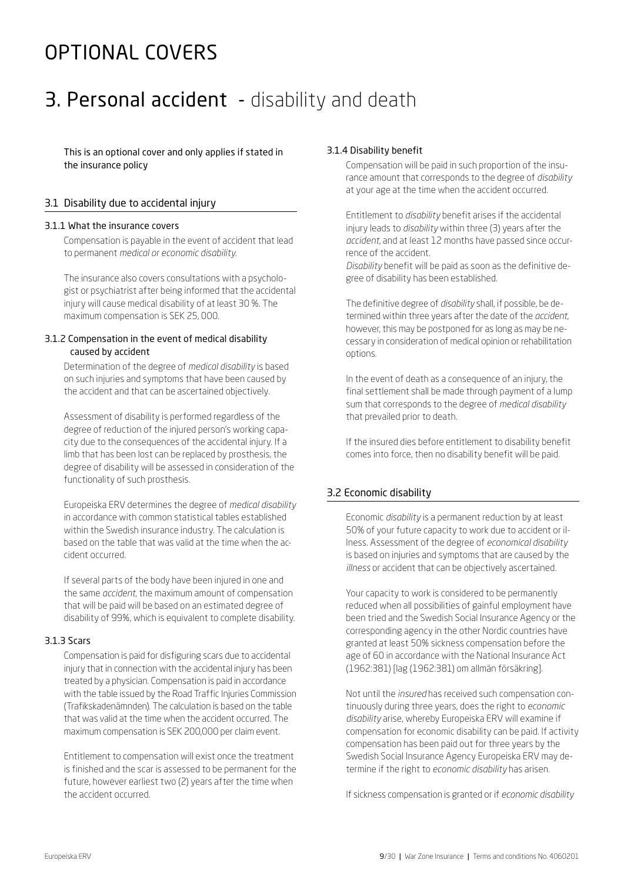# OPTIONAL COVERS

# 3. Personal accident - disability and death

This is an optional cover and only applies if stated in the insurance policy

## 3.1 Disability due to accidental injury

### 3.1.1 What the insurance covers

Compensation is payable in the event of accident that lead to permanent *medical or economic disability*.

The insurance also covers consultations with a psychologist or psychiatrist after being informed that the accidental injury will cause medical disability of at least 30 %. The maximum compensation is SEK 25, 000.

### 3.1.2 Compensation in the event of medical disability caused by accident

Determination of the degree of *medical disability* is based on such injuries and symptoms that have been caused by the accident and that can be ascertained objectively.

Assessment of disability is performed regardless of the degree of reduction of the injured person's working capacity due to the consequences of the accidental injury. If a limb that has been lost can be replaced by prosthesis, the degree of disability will be assessed in consideration of the functionality of such prosthesis.

Europeiska ERV determines the degree of *medical disability* in accordance with common statistical tables established within the Swedish insurance industry. The calculation is based on the table that was valid at the time when the accident occurred.

If several parts of the body have been injured in one and the same *accident*, the maximum amount of compensation that will be paid will be based on an estimated degree of disability of 99%, which is equivalent to complete disability.

### 3.1.3 Scars

Compensation is paid for disfiguring scars due to accidental injury that in connection with the accidental injury has been treated by a physician. Compensation is paid in accordance with the table issued by the Road Traffic Injuries Commission (Trafikskadenämnden). The calculation is based on the table that was valid at the time when the accident occurred. The maximum compensation is SEK 200,000 per claim event.

Entitlement to compensation will exist once the treatment is finished and the scar is assessed to be permanent for the future, however earliest two (2) years after the time when the accident occurred.

### 3.1.4 Disability benefit

Compensation will be paid in such proportion of the insurance amount that corresponds to the degree of *disability* at your age at the time when the accident occurred.

Entitlement to *disability* benefit arises if the accidental injury leads to *disability* within three (3) years after the *accident*, and at least 12 months have passed since occurrence of the accident.
*Disability* benefit will be paid as soon as the definitive degree of disability has been established.

The definitive degree of *disability* shall, if possible, be determined within three years after the date of the *accident*, however, this may be postponed for as long as may be necessary in consideration of medical opinion or rehabilitation options.

In the event of death as a consequence of an injury, the final settlement shall be made through payment of a lump sum that corresponds to the degree of *medical disability* that prevailed prior to death.

If the insured dies before entitlement to disability benefit comes into force, then no disability benefit will be paid.

## 3.2 Economic disability

Economic *disability* is a permanent reduction by at least 50% of your future capacity to work due to accident or illness. Assessment of the degree of *economical disability* is based on injuries and symptoms that are caused by the *illness* or accident that can be objectively ascertained.

Your capacity to work is considered to be permanently reduced when all possibilities of gainful employment have been tried and the Swedish Social Insurance Agency or the corresponding agency in the other Nordic countries have granted at least 50% sickness compensation before the age of 60 in accordance with the National Insurance Act (1962:381) [lag (1962:381) om allmän försäkring].

Not until the *insured* has received such compensation continuously during three years, does the right to *economic disability* arise, whereby Europeiska ERV will examine if compensation for economic disability can be paid. If activity compensation has been paid out for three years by the Swedish Social Insurance Agency Europeiska ERV may determine if the right to *economic disability* has arisen.

If sickness compensation is granted or if *economic disability*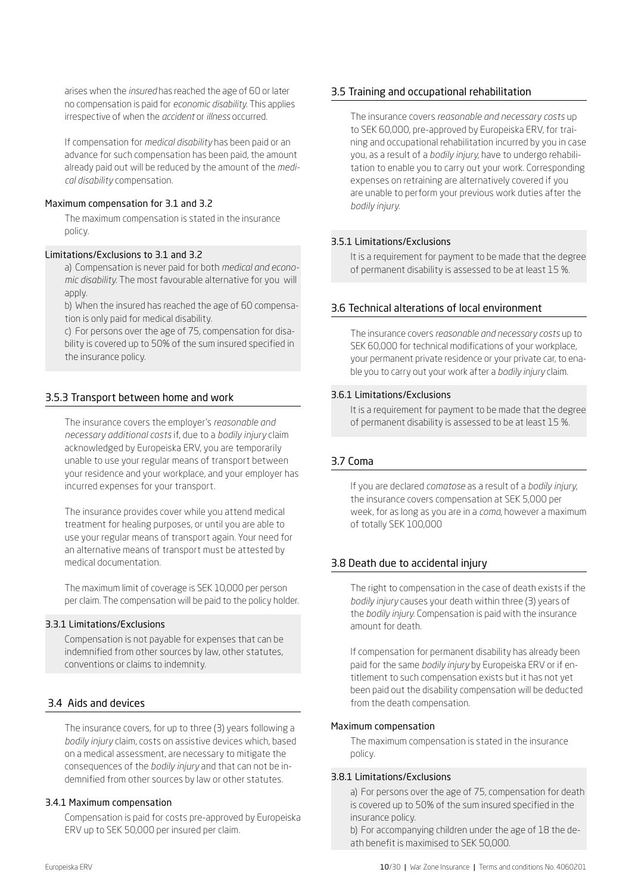arises when the *insured* has reached the age of 60 or later no compensation is paid for *economic disability*. This applies irrespective of when the *accident* or *illness* occurred.

If compensation for *medical disability* has been paid or an advance for such compensation has been paid, the amount already paid out will be reduced by the amount of the *medical disability* compensation.

#### Maximum compensation for 3.1 and 3.2

The maximum compensation is stated in the insurance policy.

#### Limitations/Exclusions to 3.1 and 3.2

a) Compensation is never paid for both *medical and economic disability*. The most favourable alternative for you will apply.

b) When the insured has reached the age of 60 compensation is only paid for medical disability.

c) For persons over the age of 75, compensation for disability is covered up to 50% of the sum insured specified in the insurance policy.

### 3.5.3 Transport between home and work

The insurance covers the employer's *reasonable and necessary additional costs* if, due to a *bodily injury* claim acknowledged by Europeiska ERV, you are temporarily unable to use your regular means of transport between your residence and your workplace, and your employer has incurred expenses for your transport.

The insurance provides cover while you attend medical treatment for healing purposes, or until you are able to use your regular means of transport again. Your need for an alternative means of transport must be attested by medical documentation.

The maximum limit of coverage is SEK 10,000 per person per claim. The compensation will be paid to the policy holder.

#### 3.3.1 Limitations/Exclusions

Compensation is not payable for expenses that can be indemnified from other sources by law, other statutes, conventions or claims to indemnity.

### 3.4 Aids and devices

The insurance covers, for up to three (3) years following a *bodily injury* claim, costs on assistive devices which, based on a medical assessment, are necessary to mitigate the consequences of the *bodily injury* and that can not be indemnified from other sources by law or other statutes.

#### 3.4.1 Maximum compensation

Compensation is paid for costs pre-approved by Europeiska ERV up to SEK 50,000 per insured per claim.

### 3.5 Training and occupational rehabilitation

The insurance covers *reasonable and necessary costs* up to SEK 60,000, pre-approved by Europeiska ERV, for training and occupational rehabilitation incurred by you in case you, as a result of a *bodily injury*, have to undergo rehabilitation to enable you to carry out your work. Corresponding expenses on retraining are alternatively covered if you are unable to perform your previous work duties after the *bodily injury*.

#### 3.5.1 Limitations/Exclusions

It is a requirement for payment to be made that the degree of permanent disability is assessed to be at least 15 %.

### 3.6 Technical alterations of local environment

The insurance covers *reasonable and necessary costs* up to SEK 60,000 for technical modifications of your workplace, your permanent private residence or your private car, to enable you to carry out your work after a *bodily injury* claim.

#### 3.6.1 Limitations/Exclusions

It is a requirement for payment to be made that the degree of permanent disability is assessed to be at least 15 %.

### 3.7 Coma

If you are declared *comatose* as a result of a *bodily injury*, the insurance covers compensation at SEK 5,000 per week, for as long as you are in a *coma*, however a maximum of totally SEK 100,000

### 3.8 Death due to accidental injury

The right to compensation in the case of death exists if the *bodily injury* causes your death within three (3) years of the *bodily injury*. Compensation is paid with the insurance amount for death.

If compensation for permanent disability has already been paid for the same *bodily injury* by Europeiska ERV or if entitlement to such compensation exists but it has not yet been paid out the disability compensation will be deducted from the death compensation.

#### Maximum compensation

The maximum compensation is stated in the insurance policy.

#### 3.8.1 Limitations/Exclusions

a) For persons over the age of 75, compensation for death is covered up to 50% of the sum insured specified in the insurance policy.

b) For accompanying children under the age of 18 the death benefit is maximised to SEK 50,000.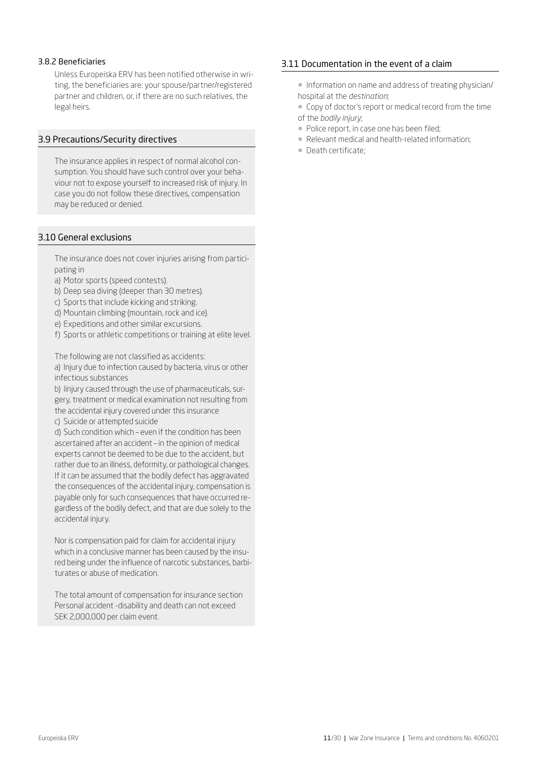### 3.8.2 Beneficiaries

Unless Europeiska ERV has been notified otherwise in writing, the beneficiaries are: your spouse/partner/registered partner and children, or, if there are no such relatives, the legal heirs.

## 3.9 Precautions/Security directives

The insurance applies in respect of normal alcohol consumption. You should have such control over your behaviour not to expose yourself to increased risk of injury. In case you do not follow these directives, compensation may be reduced or denied.

## 3.10 General exclusions

The insurance does not cover injuries arising from participating in

a) Motor sports (speed contests).
b) Deep sea diving (deeper than 30 metres).
c) Sports that include kicking and striking.
d) Mountain climbing (mountain, rock and ice).
e) Expeditions and other similar excursions.
f) Sports or athletic competitions or training at elite level.

The following are not classified as accidents:

a) Injury due to infection caused by bacteria, virus or other infectious substances
b) Iinjury caused through the use of pharmaceuticals, surgery, treatment or medical examination not resulting from the accidental injury covered under this insurance
c) Suicide or attempted suicide
d) Such condition which – even if the condition has been ascertained after an accident – in the opinion of medical experts cannot be deemed to be due to the accident, but rather due to an illness, deformity, or pathological changes. If it can be assumed that the bodily defect has aggravated the consequences of the accidental injury, compensation is payable only for such consequences that have occurred regardless of the bodily defect, and that are due solely to the accidental injury.

Nor is compensation paid for claim for accidental injury which in a conclusive manner has been caused by the insured being under the influence of narcotic substances, barbiturates or abuse of medication.

The total amount of compensation for insurance section Personal accident -disability and death can not exceed SEK 2,000,000 per claim event.

## 3.11 Documentation in the event of a claim

- Information on name and address of treating physician/ hospital at the *destination*;
- Copy of doctor's report or medical record from the time of the *bodily injury*;
- Police report, in case one has been filed;
- Relevant medical and health-related information;
- Death certificate;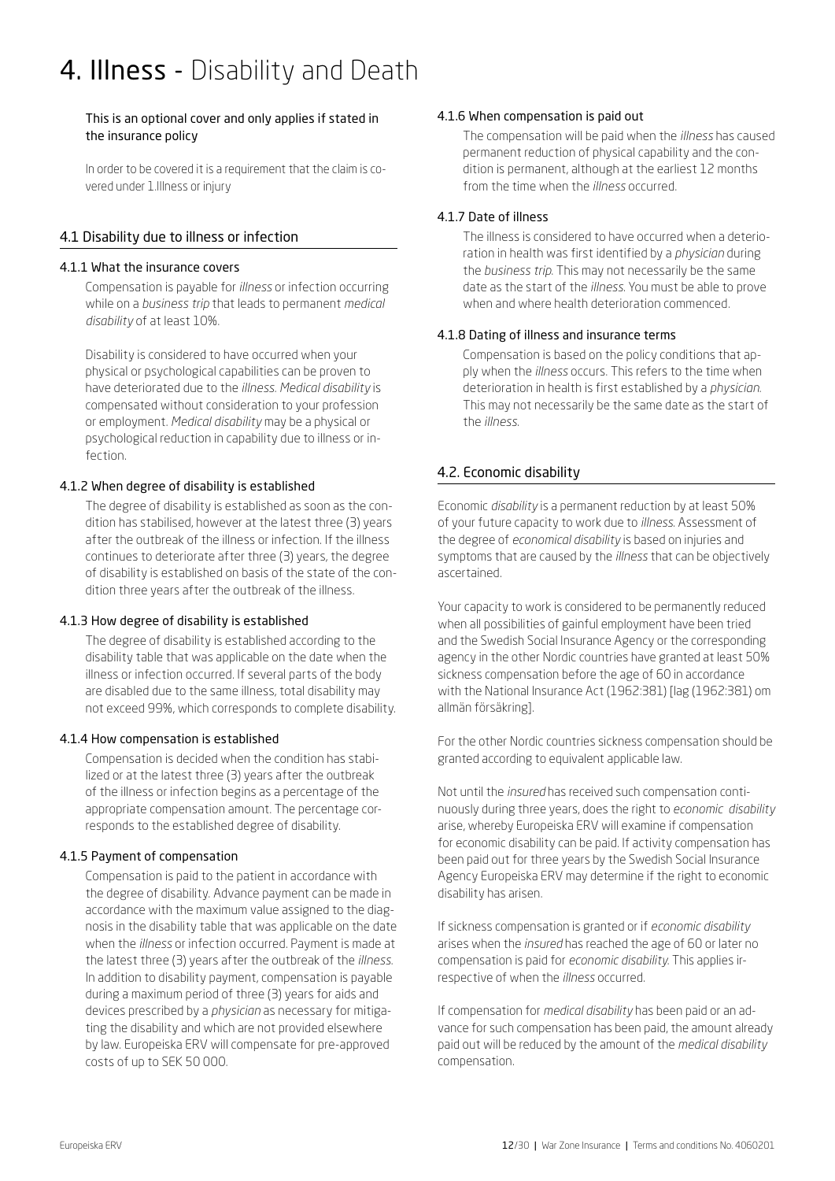# 4. **Illness** - Disability and Death

This is an optional cover and only applies if stated in the insurance policy

In order to be covered it is a requirement that the claim is covered under 1.Illness or injury

## 4.1 Disability due to illness or infection

### 4.1.1 What the insurance covers

Compensation is payable for *illness* or infection occurring while on a *business trip* that leads to permanent *medical disability* of at least 10%.

Disability is considered to have occurred when your physical or psychological capabilities can be proven to have deteriorated due to the *illness*. *Medical disability* is compensated without consideration to your profession or employment. *Medical disability* may be a physical or psychological reduction in capability due to illness or infection.

### 4.1.2 When degree of disability is established

The degree of disability is established as soon as the condition has stabilised, however at the latest three (3) years after the outbreak of the illness or infection. If the illness continues to deteriorate after three (3) years, the degree of disability is established on basis of the state of the condition three years after the outbreak of the illness.

### 4.1.3 How degree of disability is established

The degree of disability is established according to the disability table that was applicable on the date when the illness or infection occurred. If several parts of the body are disabled due to the same illness, total disability may not exceed 99%, which corresponds to complete disability.

### 4.1.4 How compensation is established

Compensation is decided when the condition has stabilized or at the latest three (3) years after the outbreak of the illness or infection begins as a percentage of the appropriate compensation amount. The percentage corresponds to the established degree of disability.

### 4.1.5 Payment of compensation

Compensation is paid to the patient in accordance with the degree of disability. Advance payment can be made in accordance with the maximum value assigned to the diagnosis in the disability table that was applicable on the date when the *illness* or infection occurred. Payment is made at the latest three (3) years after the outbreak of the *illness*. In addition to disability payment, compensation is payable during a maximum period of three (3) years for aids and devices prescribed by a *physician* as necessary for mitigating the disability and which are not provided elsewhere by law. Europeiska ERV will compensate for pre-approved costs of up to SEK 50 000.

### 4.1.6 When compensation is paid out

The compensation will be paid when the *illness* has caused permanent reduction of physical capability and the condition is permanent, although at the earliest 12 months from the time when the *illness* occurred.

### 4.1.7 Date of illness

The illness is considered to have occurred when a deterioration in health was first identified by a *physician* during the *business trip*. This may not necessarily be the same date as the start of the *illness*. You must be able to prove when and where health deterioration commenced.

### 4.1.8 Dating of illness and insurance terms

Compensation is based on the policy conditions that apply when the *illness* occurs. This refers to the time when deterioration in health is first established by a *physician*. This may not necessarily be the same date as the start of the *illness*.

## 4.2. Economic disability

Economic *disability* is a permanent reduction by at least 50% of your future capacity to work due to *illness*. Assessment of the degree of *economical disability* is based on injuries and symptoms that are caused by the *illness* that can be objectively ascertained.

Your capacity to work is considered to be permanently reduced when all possibilities of gainful employment have been tried and the Swedish Social Insurance Agency or the corresponding agency in the other Nordic countries have granted at least 50% sickness compensation before the age of 60 in accordance with the National Insurance Act (1962:381) [lag (1962:381) om allmän försäkring].

For the other Nordic countries sickness compensation should be granted according to equivalent applicable law.

Not until the *insured* has received such compensation continuously during three years, does the right to *economic disability* arise, whereby Europeiska ERV will examine if compensation for economic disability can be paid. If activity compensation has been paid out for three years by the Swedish Social Insurance Agency Europeiska ERV may determine if the right to economic disability has arisen.

If sickness compensation is granted or if *economic disability* arises when the *insured* has reached the age of 60 or later no compensation is paid for *economic disability*. This applies irrespective of when the *illness* occurred.

If compensation for *medical disability* has been paid or an advance for such compensation has been paid, the amount already paid out will be reduced by the amount of the *medical disability* compensation.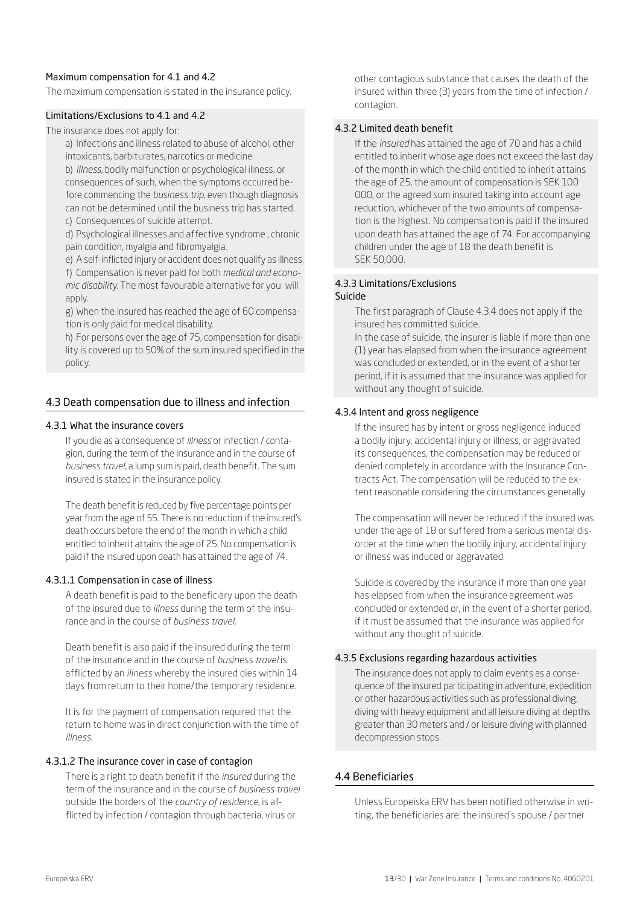#### Maximum compensation for 4.1 and 4.2

The maximum compensation is stated in the insurance policy.

#### Limitations/Exclusions to 4.1 and 4.2

The insurance does not apply for:

a) Infections and illness related to abuse of alcohol, other intoxicants, barbiturates, narcotics or medicine

b) *Illness*, bodily malfunction or psychological illness, or consequences of such, when the symptoms occurred before commencing the *business trip*, even though diagnosis can not be determined until the business trip has started.

c) Consequences of suicide attempt.

d) Psychological illnesses and affective syndrome , chronic pain condition, myalgia and fibromyalgia.

e) A self-inflicted injury or accident does not qualify as illness.

f) Compensation is never paid for both *medical and economic disability*. The most favourable alternative for you will apply.

g) When the insured has reached the age of 60 compensation is only paid for medical disability.

h) For persons over the age of 75, compensation for disability is covered up to 50% of the sum insured specified in the policy.

## 4.3 Death compensation due to illness and infection

### 4.3.1 What the insurance covers

If you die as a consequence of *illness* or infection / contagion, during the term of the insurance and in the course of *business travel*, a lump sum is paid, death benefit. The sum insured is stated in the insurance policy.

The death benefit is reduced by five percentage points per year from the age of 55. There is no reduction if the insured's death occurs before the end of the month in which a child entitled to inherit attains the age of 25. No compensation is paid if the insured upon death has attained the age of 74.

#### 4.3.1.1 Compensation in case of illness

A death benefit is paid to the beneficiary upon the death of the insured due to *illness* during the term of the insurance and in the course of *business travel*.

Death benefit is also paid if the insured during the term of the insurance and in the course of *business travel* is afflicted by an *illness* whereby the insured dies within 14 days from return to their home/the temporary residence.

It is for the payment of compensation required that the return to home was in direct conjunction with the time of *illness*.

#### 4.3.1.2 The insurance cover in case of contagion

There is a right to death benefit if the *insured* during the term of the insurance and in the course of *business travel* outside the borders of the *country of residence*, is afflicted by infection / contagion through bacteria, virus or other contagious substance that causes the death of the insured within three (3) years from the time of infection / contagion.

### 4.3.2 Limited death benefit

If the *insured* has attained the age of 70 and has a child entitled to inherit whose age does not exceed the last day of the month in which the child entitled to inherit attains the age of 25, the amount of compensation is SEK 100 000, or the agreed sum insured taking into account age reduction, whichever of the two amounts of compensation is the highest. No compensation is paid if the insured upon death has attained the age of 74. For accompanying children under the age of 18 the death benefit is SEK 50,000.

### 4.3.3 Limitations/Exclusions

#### Suicide

The first paragraph of Clause 4.3.4 does not apply if the insured has committed suicide.

In the case of suicide, the insurer is liable if more than one (1) year has elapsed from when the insurance agreement was concluded or extended, or in the event of a shorter period, if it is assumed that the insurance was applied for without any thought of suicide.

### 4.3.4 Intent and gross negligence

If the insured has by intent or gross negligence induced a bodily injury, accidental injury or illness, or aggravated its consequences, the compensation may be reduced or denied completely in accordance with the Insurance Contracts Act. The compensation will be reduced to the extent reasonable considering the circumstances generally.

The compensation will never be reduced if the insured was under the age of 18 or suffered from a serious mental disorder at the time when the bodily injury, accidental injury or illness was induced or aggravated.

Suicide is covered by the insurance if more than one year has elapsed from when the insurance agreement was concluded or extended or, in the event of a shorter period, if it must be assumed that the insurance was applied for without any thought of suicide.

### 4.3.5 Exclusions regarding hazardous activities

The insurance does not apply to claim events as a consequence of the insured participating in adventure, expedition or other hazardous activities such as professional diving, diving with heavy equipment and all leisure diving at depths greater than 30 meters and / or leisure diving with planned decompression stops.

## 4.4 Beneficiaries

Unless Europeiska ERV has been notified otherwise in writing, the beneficiaries are: the insured's spouse / partner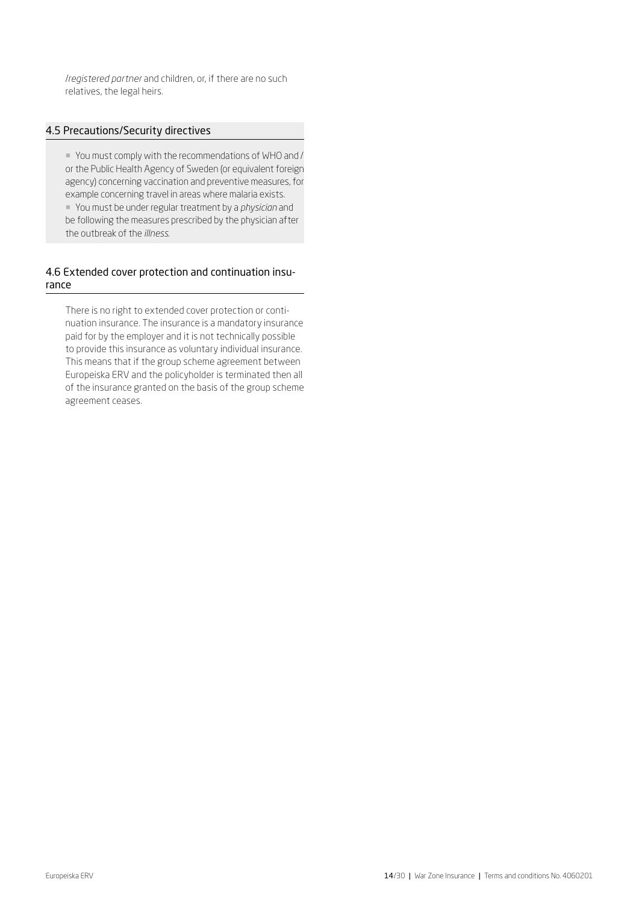*/registered partner* and children, or, if there are no such relatives, the legal heirs.

## 4.5 Precautions/Security directives

- You must comply with the recommendations of WHO and / or the Public Health Agency of Sweden (or equivalent foreign agency) concerning vaccination and preventive measures, for example concerning travel in areas where malaria exists.
- You must be under regular treatment by a *physician* and be following the measures prescribed by the physician after the outbreak of the *illness*.

## 4.6 Extended cover protection and continuation insurance

There is no right to extended cover protection or continuation insurance. The insurance is a mandatory insurance paid for by the employer and it is not technically possible to provide this insurance as voluntary individual insurance. This means that if the group scheme agreement between Europeiska ERV and the policyholder is terminated then all of the insurance granted on the basis of the group scheme agreement ceases.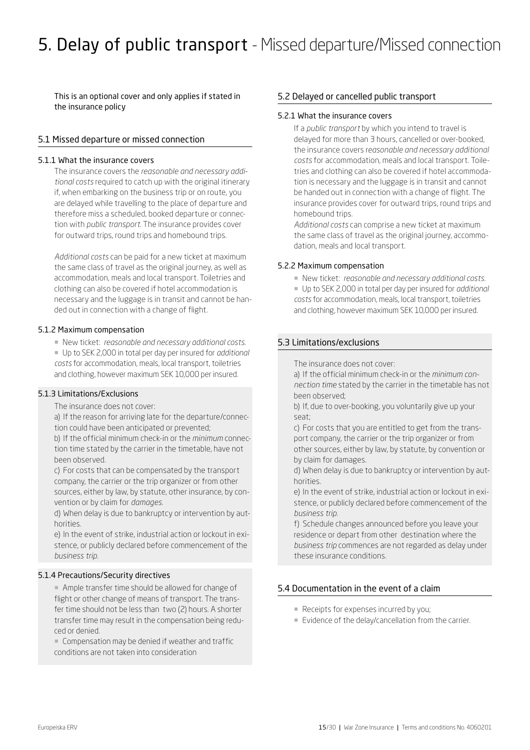# 5. Delay of public transport - Missed departure/Missed connection

This is an optional cover and only applies if stated in the insurance policy

## 5.1 Missed departure or missed connection

### 5.1.1 What the insurance covers

The insurance covers the *reasonable and necessary additional costs* required to catch up with the original itinerary if, when embarking on the business trip or on route, you are delayed while travelling to the place of departure and therefore miss a scheduled, booked departure or connection with *public transport*. The insurance provides cover for outward trips, round trips and homebound trips.

*Additional costs* can be paid for a new ticket at maximum the same class of travel as the original journey, as well as accommodation, meals and local transport. Toiletries and clothing can also be covered if hotel accommodation is necessary and the luggage is in transit and cannot be handed out in connection with a change of flight.

### 5.1.2 Maximum compensation

- New ticket: *reasonable and necessary additional costs*.
- Up to SEK 2,000 in total per day per insured for *additional costs* for accommodation, meals, local transport, toiletries and clothing, however maximum SEK 10,000 per insured.

### 5.1.3 Limitations/Exclusions

The insurance does not cover:

a) If the reason for arriving late for the departure/connection could have been anticipated or prevented;

b) If the official minimum check-in or the *minimum* connection time stated by the carrier in the timetable, have not been observed.

c) For costs that can be compensated by the transport company, the carrier or the trip organizer or from other sources, either by law, by statute, other insurance, by convention or by claim for *damages*.

d) When delay is due to bankruptcy or intervention by authorities.

e) In the event of strike, industrial action or lockout in existence, or publicly declared before commencement of the *business trip*.

### 5.1.4 Precautions/Security directives

- Ample transfer time should be allowed for change of flight or other change of means of transport. The transfer time should not be less than two (2) hours. A shorter transfer time may result in the compensation being reduced or denied.
- Compensation may be denied if weather and traffic conditions are not taken into consideration

## 5.2 Delayed or cancelled public transport

### 5.2.1 What the insurance covers

If a *public transport* by which you intend to travel is delayed for more than 3 hours, cancelled or over-booked, the insurance covers r*easonable and necessary additional costs* for accommodation, meals and local transport. Toiletries and clothing can also be covered if hotel accommodation is necessary and the luggage is in transit and cannot be handed out in connection with a change of flight. The insurance provides cover for outward trips, round trips and homebound trips.

*Additional costs* can comprise a new ticket at maximum the same class of travel as the original journey, accommodation, meals and local transport.

### 5.2.2 Maximum compensation

- New ticket: *reasonable and necessary additional costs*.
- Up to SEK 2,000 in total per day per insured for *additional costs* for accommodation, meals, local transport, toiletries and clothing, however maximum SEK 10,000 per insured.

## 5.3 Limitations/exclusions

The insurance does not cover:

a) If the official minimum check-in or the *minimum connection time* stated by the carrier in the timetable has not been observed;

b) If, due to over-booking, you voluntarily give up your seat;

c) For costs that you are entitled to get from the transport company, the carrier or the trip organizer or from other sources, either by law, by statute, by convention or by claim for damages.

d) When delay is due to bankruptcy or intervention by authorities.

e) In the event of strike, industrial action or lockout in existence, or publicly declared before commencement of the *business trip*.

f) Schedule changes announced before you leave your residence or depart from other destination where the *business trip* commences are not regarded as delay under these insurance conditions.

## 5.4 Documentation in the event of a claim

- Receipts for expenses incurred by you;
- Evidence of the delay/cancellation from the carrier.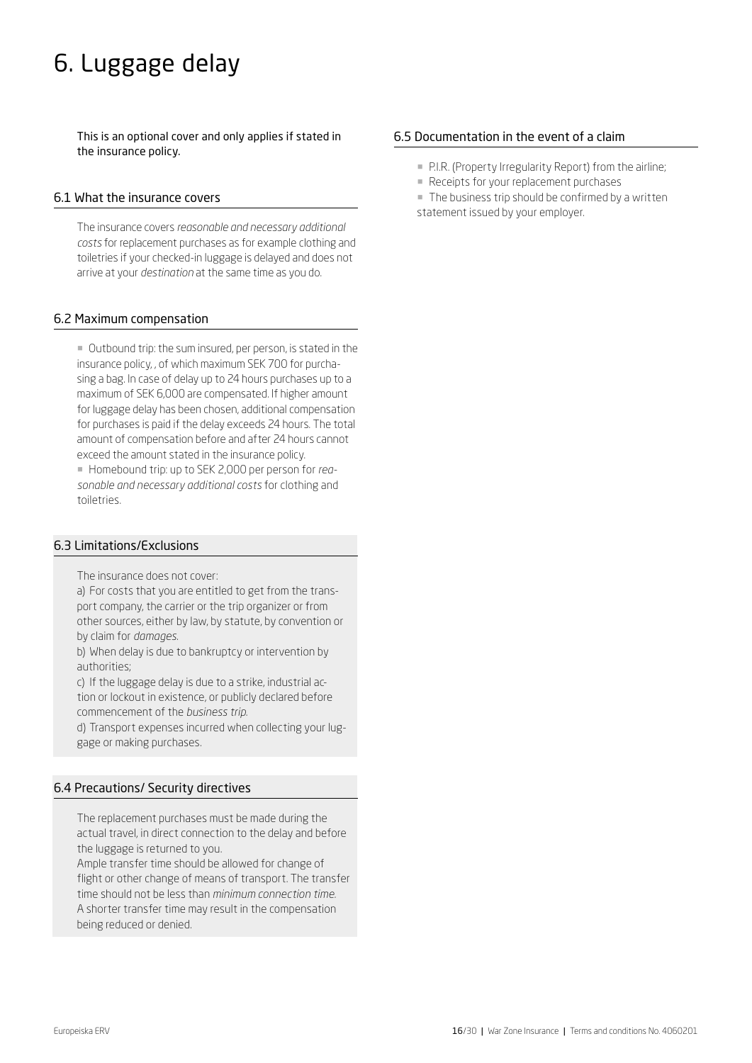# 6. Luggage delay

This is an optional cover and only applies if stated in the insurance policy.

## 6.1 What the insurance covers

The insurance covers *reasonable and necessary additional costs* for replacement purchases as for example clothing and toiletries if your checked-in luggage is delayed and does not arrive at your *destination* at the same time as you do.

## 6.2 Maximum compensation

- Outbound trip: the sum insured, per person, is stated in the insurance policy, , of which maximum SEK 700 for purchasing a bag. In case of delay up to 24 hours purchases up to a maximum of SEK 6,000 are compensated. If higher amount for luggage delay has been chosen, additional compensation for purchases is paid if the delay exceeds 24 hours. The total amount of compensation before and after 24 hours cannot exceed the amount stated in the insurance policy.
- Homebound trip: up to SEK 2,000 per person for *reasonable and necessary additional costs* for clothing and toiletries.

## 6.3 Limitations/Exclusions

The insurance does not cover:

a) For costs that you are entitled to get from the transport company, the carrier or the trip organizer or from other sources, either by law, by statute, by convention or by claim for *damages*.

b) When delay is due to bankruptcy or intervention by authorities;

c) If the luggage delay is due to a strike, industrial action or lockout in existence, or publicly declared before commencement of the *business trip*.

d) Transport expenses incurred when collecting your luggage or making purchases.

## 6.4 Precautions/ Security directives

The replacement purchases must be made during the actual travel, in direct connection to the delay and before the luggage is returned to you.

Ample transfer time should be allowed for change of flight or other change of means of transport. The transfer time should not be less than *minimum connection time*. A shorter transfer time may result in the compensation being reduced or denied.

## 6.5 Documentation in the event of a claim

- P.I.R. (Property Irregularity Report) from the airline;
- Receipts for your replacement purchases
- The business trip should be confirmed by a written statement issued by your employer.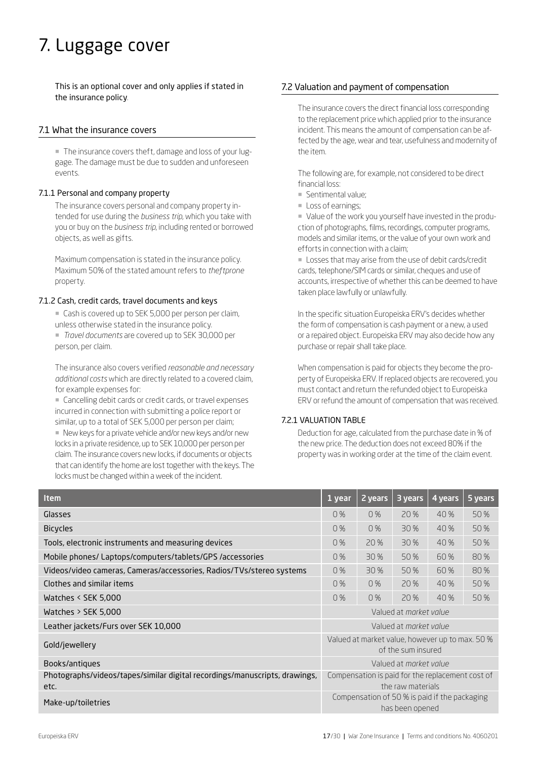# 7. Luggage cover

This is an optional cover and only applies if stated in the insurance policy.

## 7.1 What the insurance covers

- The insurance covers theft, damage and loss of your luggage. The damage must be due to sudden and unforeseen events.

### 7.1.1 Personal and company property

The insurance covers personal and company property intended for use during the *business trip*, which you take with you or buy on the *business trip*, including rented or borrowed objects, as well as gifts.

Maximum compensation is stated in the insurance policy. Maximum 50% of the stated amount refers to *theftprone* property.

### 7.1.2 Cash, credit cards, travel documents and keys

- Cash is covered up to SEK 5,000 per person per claim, unless otherwise stated in the insurance policy.
- *Travel documents* are covered up to SEK 30,000 per person, per claim.

The insurance also covers verified *reasonable and necessary additional costs* which are directly related to a covered claim, for example expenses for:

- Cancelling debit cards or credit cards, or travel expenses incurred in connection with submitting a police report or similar, up to a total of SEK 5,000 per person per claim;
- New keys for a private vehicle and/or new keys and/or new locks in a private residence, up to SEK 10,000 per person per claim. The insurance covers new locks, if documents or objects that can identify the home are lost together with the keys. The locks must be changed within a week of the incident.

## 7.2 Valuation and payment of compensation

The insurance covers the direct financial loss corresponding to the replacement price which applied prior to the insurance incident. This means the amount of compensation can be affected by the age, wear and tear, usefulness and modernity of the item.

The following are, for example, not considered to be direct financial loss:

- Sentimental value;
- Loss of earnings;
- Value of the work you yourself have invested in the production of photographs, films, recordings, computer programs, models and similar items, or the value of your own work and efforts in connection with a claim;
- Losses that may arise from the use of debit cards/credit cards, telephone/SIM cards or similar, cheques and use of accounts, irrespective of whether this can be deemed to have taken place lawfully or unlawfully.

In the specific situation Europeiska ERV's decides whether the form of compensation is cash payment or a new, a used or a repaired object. Europeiska ERV may also decide how any purchase or repair shall take place.

When compensation is paid for objects they become the property of Europeiska ERV. If replaced objects are recovered, you must contact and return the refunded object to Europeiska ERV or refund the amount of compensation that was received.

### 7.2.1 VALUATION TABLE

Deduction for age, calculated from the purchase date in % of the new price. The deduction does not exceed 80% if the property was in working order at the time of the claim event.

| Item | 1 year | 2 years | 3 years | 4 years | 5 years |
|---|---|---|---|---|---|
| Glasses | 0 % | 0 % | 20 % | 40 % | 50 % |
| Bicycles | 0 % | 0 % | 30 % | 40 % | 50 % |
| Tools, electronic instruments and measuring devices | 0 % | 20 % | 30 % | 40 % | 50 % |
| Mobile phones/ Laptops/computers/tablets/GPS /accessories | 0 % | 30 % | 50 % | 60 % | 80 % |
| Videos/video cameras, Cameras/accessories, Radios/TVs/stereo systems | 0 % | 30 % | 50 % | 60 % | 80 % |
| Clothes and similar items | 0 % | 0 % | 20 % | 40 % | 50 % |
| Watches < SEK 5,000 | 0 % | 0 % | 20 % | 40 % | 50 % |
| Watches > SEK 5,000 | Valued at *market value* | | | | |
| Leather jackets/Furs over SEK 10,000 | Valued at *market value* | | | | |
| Gold/jewellery | Valued at market value, however up to max. 50 % of the sum insured | | | | |
| Books/antiques | Valued at *market value* | | | | |
| Photographs/videos/tapes/similar digital recordings/manuscripts, drawings, etc. | Compensation is paid for the replacement cost of the raw materials | | | | |
| Make-up/toiletries | Compensation of 50 % is paid if the packaging has been opened | | | | |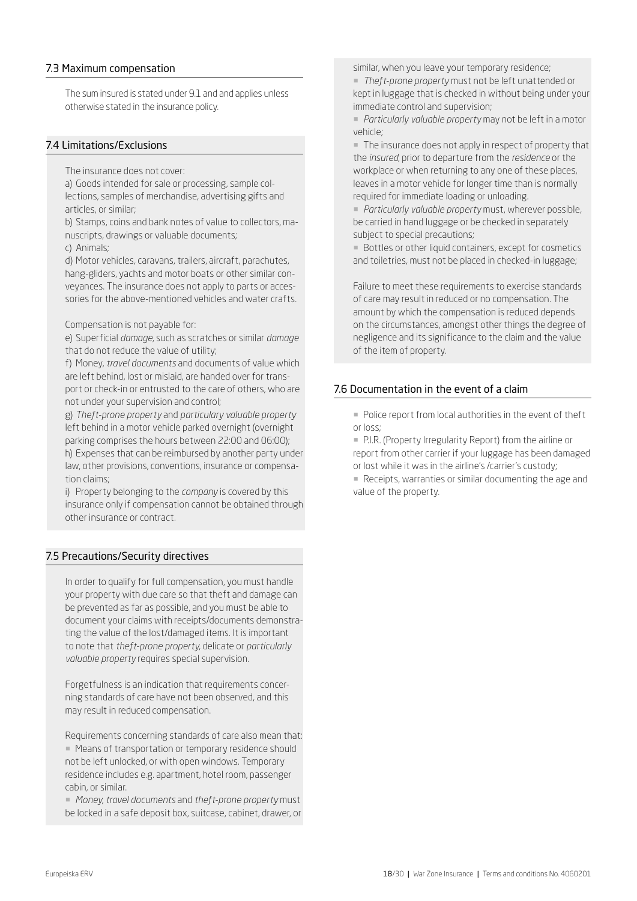## 7.3 Maximum compensation

The sum insured is stated under 9.1 and and applies unless otherwise stated in the insurance policy.

## 7.4 Limitations/Exclusions

The insurance does not cover:

a) Goods intended for sale or processing, sample collections, samples of merchandise, advertising gifts and articles, or similar;

b) Stamps, coins and bank notes of value to collectors, manuscripts, drawings or valuable documents;

c) Animals;

d) Motor vehicles, caravans, trailers, aircraft, parachutes, hang-gliders, yachts and motor boats or other similar conveyances. The insurance does not apply to parts or accessories for the above-mentioned vehicles and water crafts.

Compensation is not payable for:

e) Superficial *damage*, such as scratches or similar *damage* that do not reduce the value of utility;

f) Money, *travel documents* and documents of value which are left behind, lost or mislaid, are handed over for transport or check-in or entrusted to the care of others, who are not under your supervision and control;

g) *Theft-prone property* and *particulary valuable property* left behind in a motor vehicle parked overnight (overnight parking comprises the hours between 22:00 and 06:00);

h) Expenses that can be reimbursed by another party under law, other provisions, conventions, insurance or compensation claims;

i) Property belonging to the *company* is covered by this insurance only if compensation cannot be obtained through other insurance or contract.

## 7.5 Precautions/Security directives

In order to qualify for full compensation, you must handle your property with due care so that theft and damage can be prevented as far as possible, and you must be able to document your claims with receipts/documents demonstrating the value of the lost/damaged items. It is important to note that *theft-prone property*, delicate or *particularly valuable property* requires special supervision.

Forgetfulness is an indication that requirements concerning standards of care have not been observed, and this may result in reduced compensation.

Requirements concerning standards of care also mean that:

- Means of transportation or temporary residence should not be left unlocked, or with open windows. Temporary residence includes e.g. apartment, hotel room, passenger cabin, or similar.
- *Money, travel documents* and *theft-prone property* must be locked in a safe deposit box, suitcase, cabinet, drawer, or similar, when you leave your temporary residence;
- *Theft-prone property* must not be left unattended or kept in luggage that is checked in without being under your immediate control and supervision;
- *Particularly valuable property* may not be left in a motor vehicle;
- The insurance does not apply in respect of property that the *insured*, prior to departure from the *residence* or the workplace or when returning to any one of these places, leaves in a motor vehicle for longer time than is normally required for immediate loading or unloading.
- *Particularly valuable property* must, wherever possible, be carried in hand luggage or be checked in separately subject to special precautions;
- Bottles or other liquid containers, except for cosmetics and toiletries, must not be placed in checked-in luggage;

Failure to meet these requirements to exercise standards of care may result in reduced or no compensation. The amount by which the compensation is reduced depends on the circumstances, amongst other things the degree of negligence and its significance to the claim and the value of the item of property.

## 7.6 Documentation in the event of a claim

- Police report from local authorities in the event of theft or loss;
- P.I.R. (Property Irregularity Report) from the airline or report from other carrier if your luggage has been damaged or lost while it was in the airline's /carrier's custody;
- Receipts, warranties or similar documenting the age and value of the property.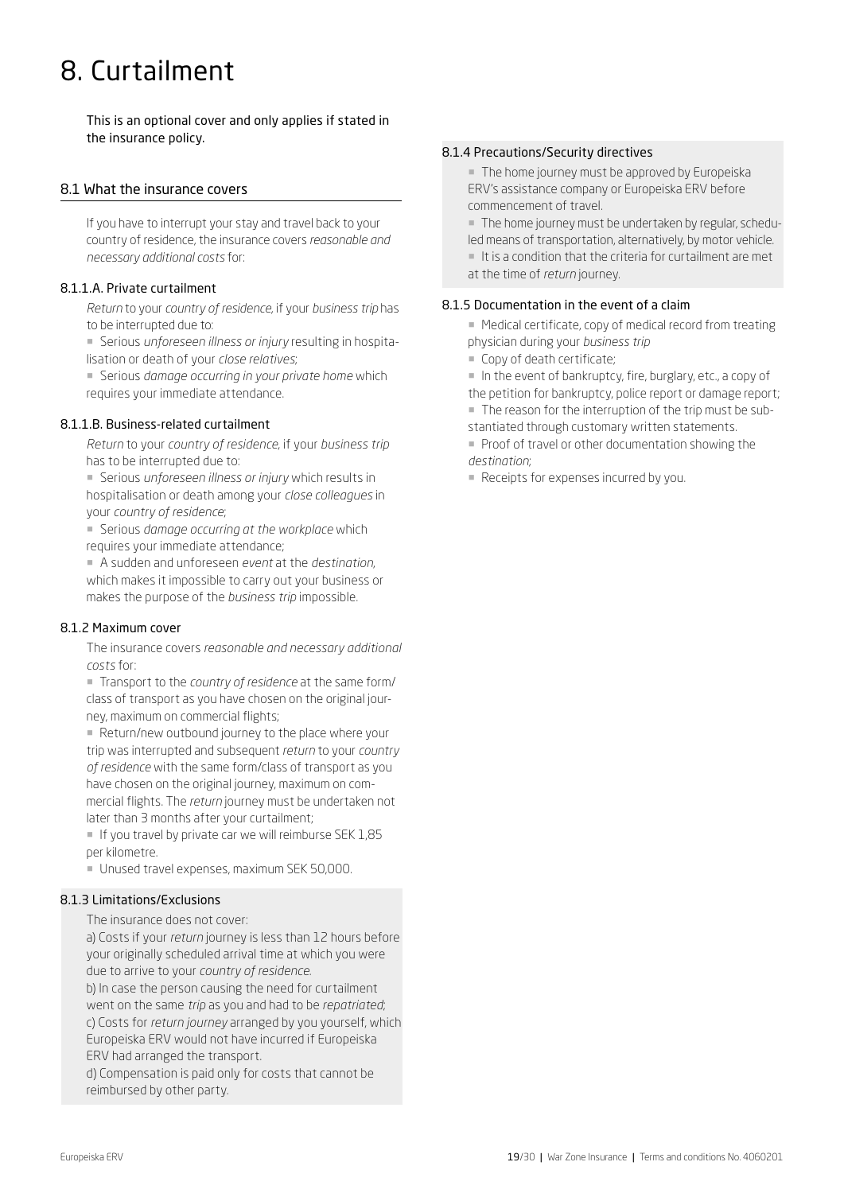# 8. Curtailment

This is an optional cover and only applies if stated in the insurance policy.

## 8.1 What the insurance covers

If you have to interrupt your stay and travel back to your country of residence, the insurance covers *reasonable and necessary additional costs* for:

### 8.1.1.A. Private curtailment

*Return* to your *country of residence*, if your *business trip* has to be interrupted due to:

- Serious *unforeseen illness or injury* resulting in hospitalisation or death of your *close relatives;*
- Serious *damage occurring in your private home* which requires your immediate attendance.

### 8.1.1.B. Business-related curtailment

*Return* to your *country of residence*, if your *business trip* has to be interrupted due to:

- Serious *unforeseen illness or injury* which results in hospitalisation or death among your *close colleagues* in your *country of residence*;
- Serious *damage occurring at the workplace* which requires your immediate attendance;
- A sudden and unforeseen *event* at the *destination*, which makes it impossible to carry out your business or makes the purpose of the *business trip* impossible.

### 8.1.2 Maximum cover

The insurance covers *reasonable and necessary additional costs* for:

- Transport to the *country of residence* at the same form/class of transport as you have chosen on the original journey, maximum on commercial flights;
- Return/new outbound journey to the place where your trip was interrupted and subsequent *return* to your *country of residence* with the same form/class of transport as you have chosen on the original journey, maximum on commercial flights. The *return* journey must be undertaken not later than 3 months after your curtailment;
- If you travel by private car we will reimburse SEK 1,85 per kilometre.
- Unused travel expenses, maximum SEK 50,000.

### 8.1.3 Limitations/Exclusions

The insurance does not cover:

a) Costs if your *return* journey is less than 12 hours before your originally scheduled arrival time at which you were due to arrive to your *country of residence*.

b) In case the person causing the need for curtailment went on the same *trip* as you and had to be *repatriated*;

c) Costs for *return journey* arranged by you yourself, which Europeiska ERV would not have incurred if Europeiska ERV had arranged the transport.

d) Compensation is paid only for costs that cannot be reimbursed by other party.

### 8.1.4 Precautions/Security directives

- The home journey must be approved by Europeiska ERV's assistance company or Europeiska ERV before commencement of travel.
- The home journey must be undertaken by regular, scheduled means of transportation, alternatively, by motor vehicle.
- It is a condition that the criteria for curtailment are met at the time of *return* journey.

### 8.1.5 Documentation in the event of a claim

- Medical certificate, copy of medical record from treating physician during your *business trip*
- Copy of death certificate;
- In the event of bankruptcy, fire, burglary, etc., a copy of the petition for bankruptcy, police report or damage report;
- The reason for the interruption of the trip must be substantiated through customary written statements.
- Proof of travel or other documentation showing the *destination*;
- Receipts for expenses incurred by you.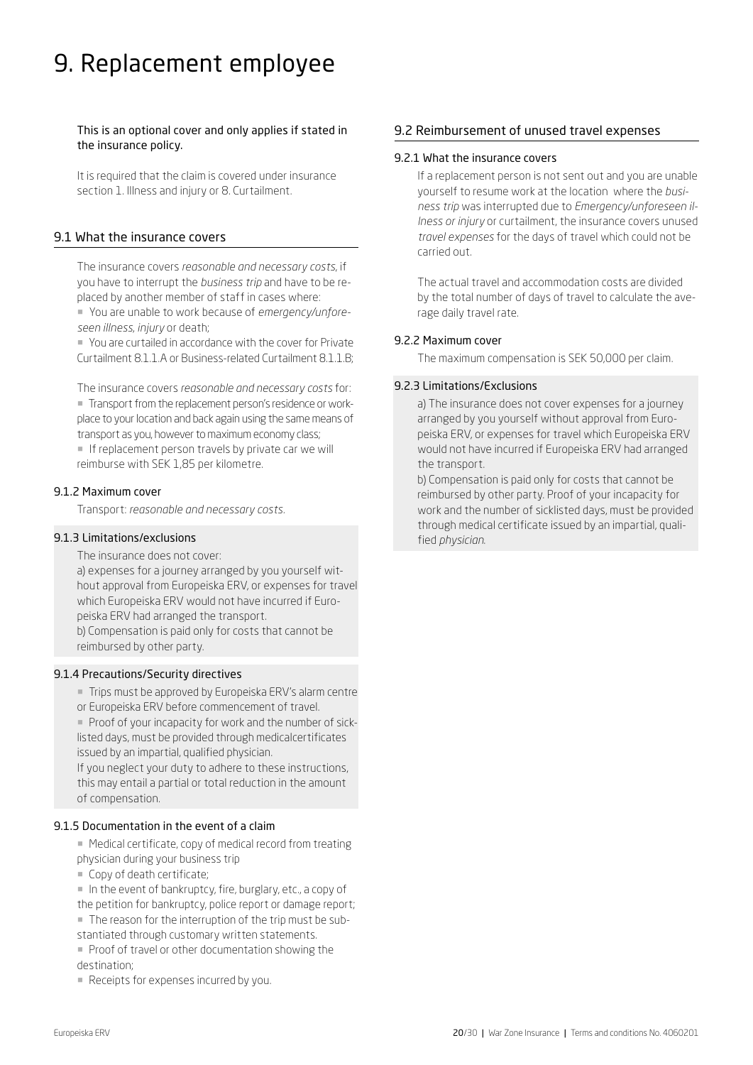# 9. Replacement employee

**This is an optional cover and only applies if stated in the insurance policy.**

It is required that the claim is covered under insurance section 1. Illness and injury or 8. Curtailment.

## 9.1 What the insurance covers

The insurance covers *reasonable and necessary costs*, if you have to interrupt the *business trip* and have to be replaced by another member of staff in cases where:

- You are unable to work because of *emergency/unforeseen illness, injury* or death;
- You are curtailed in accordance with the cover for Private Curtailment 8.1.1.A or Business-related Curtailment 8.1.1.B;

The insurance covers *reasonable and necessary costs* for:

- Transport from the replacement person's residence or workplace to your location and back again using the same means of transport as you, however to maximum economy class;
- If replacement person travels by private car we will reimburse with SEK 1,85 per kilometre.

### 9.1.2 Maximum cover

Transport: *reasonable and necessary costs*.

### 9.1.3 Limitations/exclusions

The insurance does not cover:

a) expenses for a journey arranged by you yourself without approval from Europeiska ERV, or expenses for travel which Europeiska ERV would not have incurred if Europeiska ERV had arranged the transport.

b) Compensation is paid only for costs that cannot be reimbursed by other party.

### 9.1.4 Precautions/Security directives

- Trips must be approved by Europeiska ERV's alarm centre or Europeiska ERV before commencement of travel.
- Proof of your incapacity for work and the number of sicklisted days, must be provided through medicalcertificates issued by an impartial, qualified physician.

If you neglect your duty to adhere to these instructions, this may entail a partial or total reduction in the amount of compensation.

### 9.1.5 Documentation in the event of a claim

- Medical certificate, copy of medical record from treating physician during your business trip
- Copy of death certificate;
- In the event of bankruptcy, fire, burglary, etc., a copy of the petition for bankruptcy, police report or damage report;
- The reason for the interruption of the trip must be substantiated through customary written statements.
- Proof of travel or other documentation showing the destination;
- Receipts for expenses incurred by you.

## 9.2 Reimbursement of unused travel expenses

### 9.2.1 What the insurance covers

If a replacement person is not sent out and you are unable yourself to resume work at the location where the *business trip* was interrupted due to *Emergency/unforeseen illness or injury* or curtailment, the insurance covers unused *travel expenses* for the days of travel which could not be carried out.

The actual travel and accommodation costs are divided by the total number of days of travel to calculate the average daily travel rate.

### 9.2.2 Maximum cover

The maximum compensation is SEK 50,000 per claim.

### 9.2.3 Limitations/Exclusions

a) The insurance does not cover expenses for a journey arranged by you yourself without approval from Europeiska ERV, or expenses for travel which Europeiska ERV would not have incurred if Europeiska ERV had arranged the transport.

b) Compensation is paid only for costs that cannot be reimbursed by other party. Proof of your incapacity for work and the number of sicklisted days, must be provided through medical certificate issued by an impartial, qualified *physician*.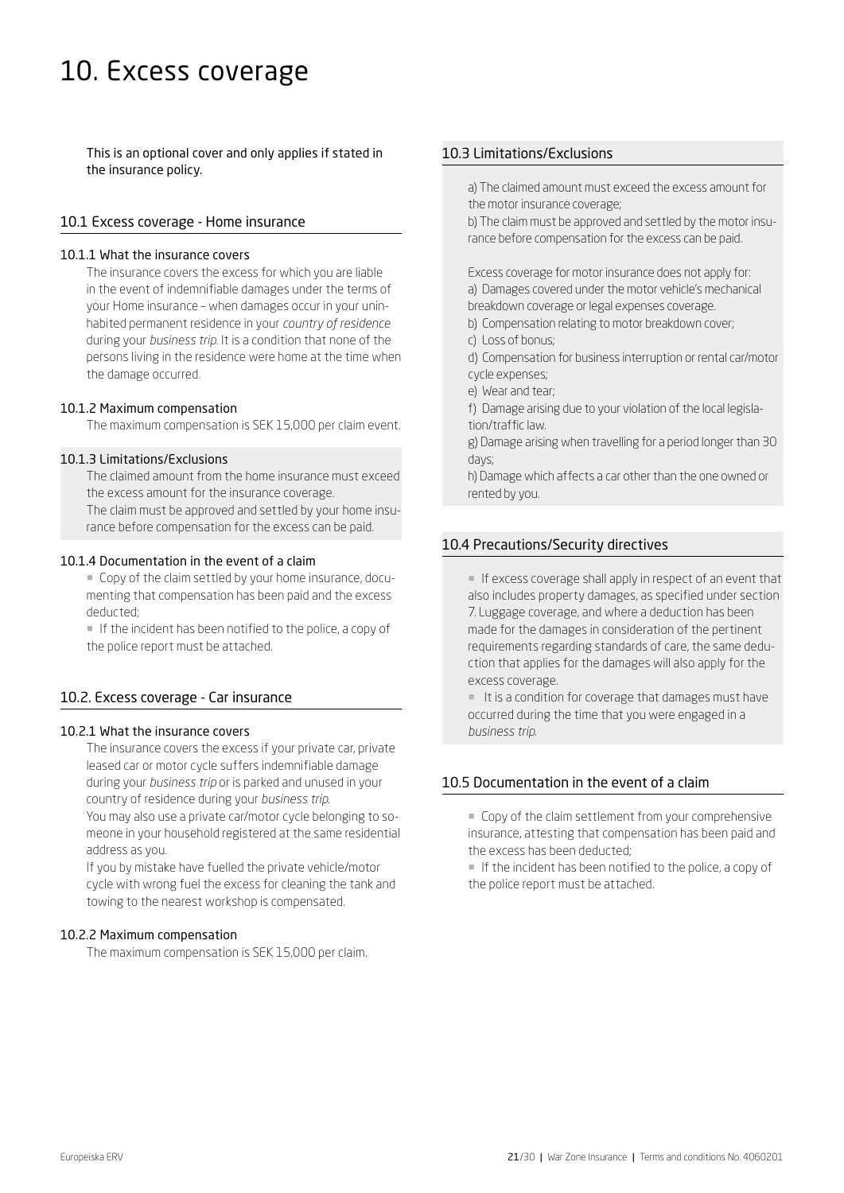# 10. Excess coverage

This is an optional cover and only applies if stated in the insurance policy.

## 10.1 Excess coverage - Home insurance

### 10.1.1 What the insurance covers

The insurance covers the excess for which you are liable in the event of indemnifiable damages under the terms of your Home insurance – when damages occur in your uninhabited permanent residence in your *country of residence* during your *business trip*. It is a condition that none of the persons living in the residence were home at the time when the damage occurred.

### 10.1.2 Maximum compensation

The maximum compensation is SEK 15,000 per claim event.

### 10.1.3 Limitations/Exclusions

The claimed amount from the home insurance must exceed the excess amount for the insurance coverage.
The claim must be approved and settled by your home insurance before compensation for the excess can be paid.

### 10.1.4 Documentation in the event of a claim

- Copy of the claim settled by your home insurance, documenting that compensation has been paid and the excess deducted;
- If the incident has been notified to the police, a copy of the police report must be attached.

## 10.2. Excess coverage - Car insurance

### 10.2.1 What the insurance covers

The insurance covers the excess if your private car, private leased car or motor cycle suffers indemnifiable damage during your *business trip* or is parked and unused in your country of residence during your *business trip*.

You may also use a private car/motor cycle belonging to someone in your household registered at the same residential address as you.

If you by mistake have fuelled the private vehicle/motor cycle with wrong fuel the excess for cleaning the tank and towing to the nearest workshop is compensated.

### 10.2.2 Maximum compensation

The maximum compensation is SEK 15,000 per claim.

## 10.3 Limitations/Exclusions

a) The claimed amount must exceed the excess amount for the motor insurance coverage;
b) The claim must be approved and settled by the motor insurance before compensation for the excess can be paid.

Excess coverage for motor insurance does not apply for:
a) Damages covered under the motor vehicle's mechanical breakdown coverage or legal expenses coverage.
b) Compensation relating to motor breakdown cover;
c) Loss of bonus;
d) Compensation for business interruption or rental car/motor cycle expenses;
e) Wear and tear;
f) Damage arising due to your violation of the local legislation/traffic law.
g) Damage arising when travelling for a period longer than 30 days;
h) Damage which affects a car other than the one owned or rented by you.

## 10.4 Precautions/Security directives

- If excess coverage shall apply in respect of an event that also includes property damages, as specified under section 7. Luggage coverage, and where a deduction has been made for the damages in consideration of the pertinent requirements regarding standards of care, the same deduction that applies for the damages will also apply for the excess coverage.
- It is a condition for coverage that damages must have occurred during the time that you were engaged in a *business trip*.

## 10.5 Documentation in the event of a claim

- Copy of the claim settlement from your comprehensive insurance, attesting that compensation has been paid and the excess has been deducted;
- If the incident has been notified to the police, a copy of the police report must be attached.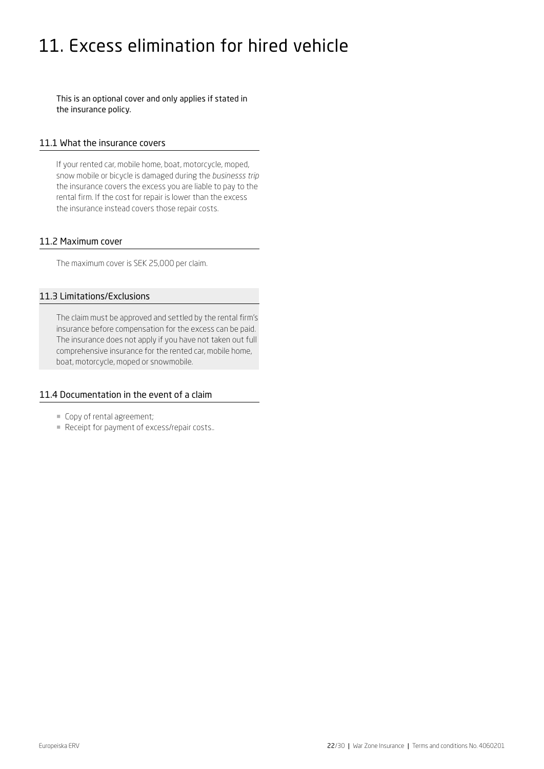# 11. Excess elimination for hired vehicle

This is an optional cover and only applies if stated in the insurance policy.

## 11.1 What the insurance covers

If your rented car, mobile home, boat, motorcycle, moped, snow mobile or bicycle is damaged during the *businesss trip* the insurance covers the excess you are liable to pay to the rental firm. If the cost for repair is lower than the excess the insurance instead covers those repair costs.

## 11.2 Maximum cover

The maximum cover is SEK 25,000 per claim.

## 11.3 Limitations/Exclusions

The claim must be approved and settled by the rental firm's insurance before compensation for the excess can be paid. The insurance does not apply if you have not taken out full comprehensive insurance for the rented car, mobile home, boat, motorcycle, moped or snowmobile.

## 11.4 Documentation in the event of a claim

- Copy of rental agreement;
- Receipt for payment of excess/repair costs..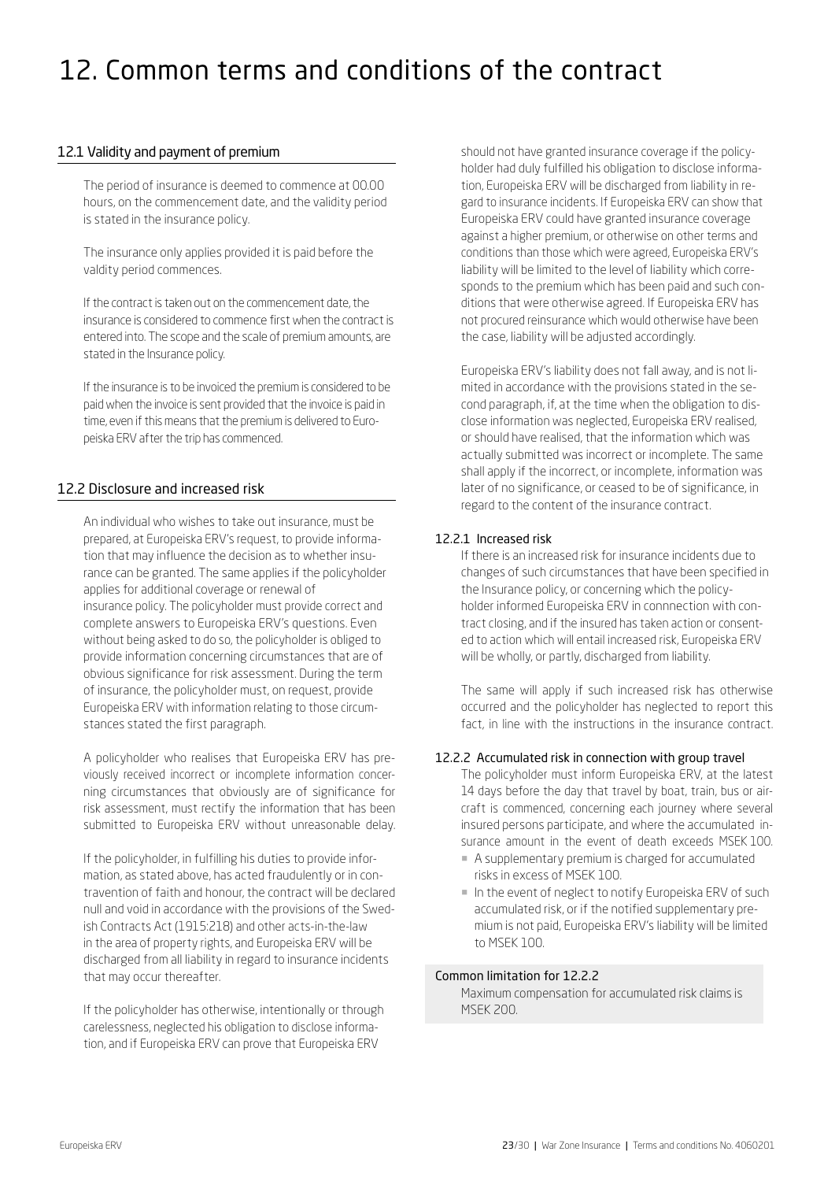# 12. Common terms and conditions of the contract

## 12.1 Validity and payment of premium

The period of insurance is deemed to commence at 00.00 hours, on the commencement date, and the validity period is stated in the insurance policy.

The insurance only applies provided it is paid before the valdity period commences.

If the contract is taken out on the commencement date, the insurance is considered to commence first when the contract is entered into. The scope and the scale of premium amounts, are stated in the Insurance policy.

If the insurance is to be invoiced the premium is considered to be paid when the invoice is sent provided that the invoice is paid in time, even if this means that the premium is delivered to Europeiska ERV after the trip has commenced.

## 12.2 Disclosure and increased risk

An individual who wishes to take out insurance, must be prepared, at Europeiska ERV's request, to provide information that may influence the decision as to whether insurance can be granted. The same applies if the policyholder applies for additional coverage or renewal of insurance policy. The policyholder must provide correct and complete answers to Europeiska ERV's questions. Even without being asked to do so, the policyholder is obliged to provide information concerning circumstances that are of obvious significance for risk assessment. During the term of insurance, the policyholder must, on request, provide Europeiska ERV with information relating to those circumstances stated the first paragraph.

A policyholder who realises that Europeiska ERV has previously received incorrect or incomplete information concerning circumstances that obviously are of significance for risk assessment, must rectify the information that has been submitted to Europeiska ERV without unreasonable delay.

If the policyholder, in fulfilling his duties to provide information, as stated above, has acted fraudulently or in contravention of faith and honour, the contract will be declared null and void in accordance with the provisions of the Swedish Contracts Act (1915:218) and other acts-in-the-law in the area of property rights, and Europeiska ERV will be discharged from all liability in regard to insurance incidents that may occur thereafter.

If the policyholder has otherwise, intentionally or through carelessness, neglected his obligation to disclose information, and if Europeiska ERV can prove that Europeiska ERV should not have granted insurance coverage if the policyholder had duly fulfilled his obligation to disclose information, Europeiska ERV will be discharged from liability in regard to insurance incidents. If Europeiska ERV can show that Europeiska ERV could have granted insurance coverage against a higher premium, or otherwise on other terms and conditions than those which were agreed, Europeiska ERV's liability will be limited to the level of liability which corresponds to the premium which has been paid and such conditions that were otherwise agreed. If Europeiska ERV has not procured reinsurance which would otherwise have been the case, liability will be adjusted accordingly.

Europeiska ERV's liability does not fall away, and is not limited in accordance with the provisions stated in the second paragraph, if, at the time when the obligation to disclose information was neglected, Europeiska ERV realised, or should have realised, that the information which was actually submitted was incorrect or incomplete. The same shall apply if the incorrect, or incomplete, information was later of no significance, or ceased to be of significance, in regard to the content of the insurance contract.

### 12.2.1 Increased risk

If there is an increased risk for insurance incidents due to changes of such circumstances that have been specified in the Insurance policy, or concerning which the policyholder informed Europeiska ERV in connnection with contract closing, and if the insured has taken action or consented to action which will entail increased risk, Europeiska ERV will be wholly, or partly, discharged from liability.

The same will apply if such increased risk has otherwise occurred and the policyholder has neglected to report this fact, in line with the instructions in the insurance contract.

### 12.2.2 Accumulated risk in connection with group travel

The policyholder must inform Europeiska ERV, at the latest 14 days before the day that travel by boat, train, bus or aircraft is commenced, concerning each journey where several insured persons participate, and where the accumulated insurance amount in the event of death exceeds MSEK 100.

- A supplementary premium is charged for accumulated risks in excess of MSEK 100.
- In the event of neglect to notify Europeiska ERV of such accumulated risk, or if the notified supplementary premium is not paid, Europeiska ERV's liability will be limited to MSEK 100.

**Common limitation for 12.2.2**

Maximum compensation for accumulated risk claims is MSEK 200.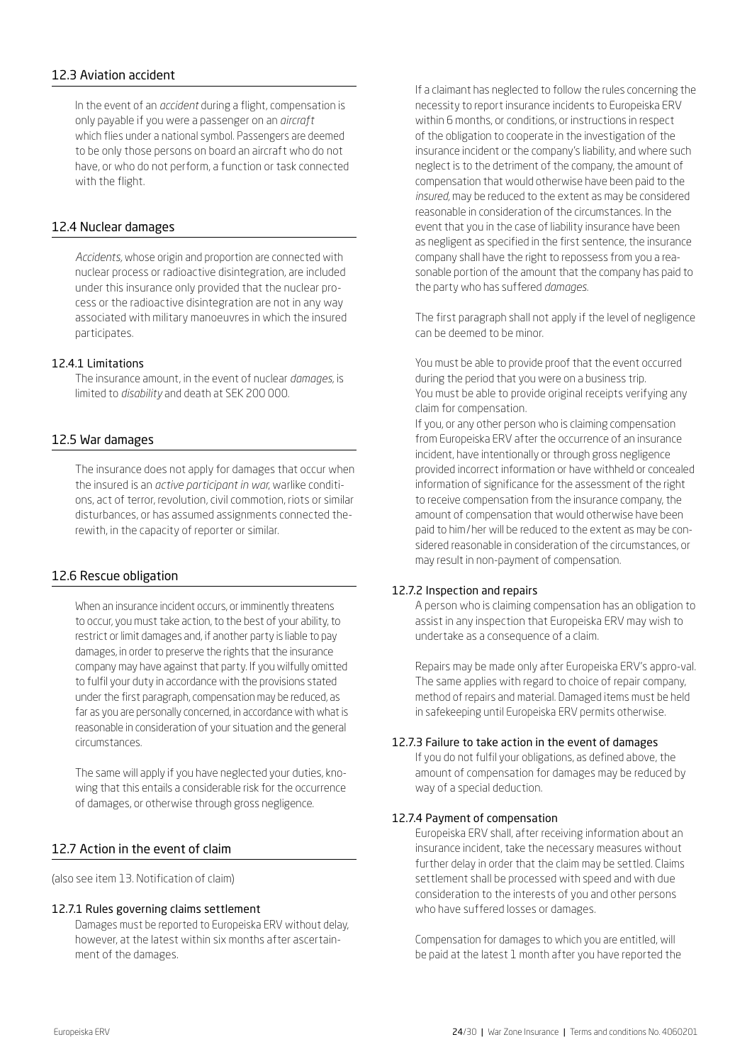## 12.3 Aviation accident

In the event of an *accident* during a flight, compensation is only payable if you were a passenger on an *aircraft* which flies under a national symbol. Passengers are deemed to be only those persons on board an aircraft who do not have, or who do not perform, a function or task connected with the flight.

## 12.4 Nuclear damages

*Accidents*, whose origin and proportion are connected with nuclear process or radioactive disintegration, are included under this insurance only provided that the nuclear process or the radioactive disintegration are not in any way associated with military manoeuvres in which the insured participates.

### 12.4.1 Limitations

The insurance amount, in the event of nuclear *damages*, is limited to *disability* and death at SEK 200 000.

## 12.5 War damages

The insurance does not apply for damages that occur when the insured is an *active participant in war*, warlike conditions, act of terror, revolution, civil commotion, riots or similar disturbances, or has assumed assignments connected therewith, in the capacity of reporter or similar.

## 12.6 Rescue obligation

When an insurance incident occurs, or imminently threatens to occur, you must take action, to the best of your ability, to restrict or limit damages and, if another party is liable to pay damages, in order to preserve the rights that the insurance company may have against that party. If you wilfully omitted to fulfil your duty in accordance with the provisions stated under the first paragraph, compensation may be reduced, as far as you are personally concerned, in accordance with what is reasonable in consideration of your situation and the general circumstances.

The same will apply if you have neglected your duties, knowing that this entails a considerable risk for the occurrence of damages, or otherwise through gross negligence.

## 12.7 Action in the event of claim

(also see item 13. Notification of claim)

### 12.7.1 Rules governing claims settlement

Damages must be reported to Europeiska ERV without delay, however, at the latest within six months after ascertainment of the damages.

If a claimant has neglected to follow the rules concerning the necessity to report insurance incidents to Europeiska ERV within 6 months, or conditions, or instructions in respect of the obligation to cooperate in the investigation of the insurance incident or the company's liability, and where such neglect is to the detriment of the company, the amount of compensation that would otherwise have been paid to the *insured*, may be reduced to the extent as may be considered reasonable in consideration of the circumstances. In the event that you in the case of liability insurance have been as negligent as specified in the first sentence, the insurance company shall have the right to repossess from you a reasonable portion of the amount that the company has paid to the party who has suffered *damages*.

The first paragraph shall not apply if the level of negligence can be deemed to be minor.

You must be able to provide proof that the event occurred during the period that you were on a business trip.
You must be able to provide original receipts verifying any claim for compensation.
If you, or any other person who is claiming compensation from Europeiska ERV after the occurrence of an insurance incident, have intentionally or through gross negligence provided incorrect information or have withheld or concealed information of significance for the assessment of the right to receive compensation from the insurance company, the amount of compensation that would otherwise have been paid to him/her will be reduced to the extent as may be considered reasonable in consideration of the circumstances, or may result in non-payment of compensation.

### 12.7.2 Inspection and repairs

A person who is claiming compensation has an obligation to assist in any inspection that Europeiska ERV may wish to undertake as a consequence of a claim.

Repairs may be made only after Europeiska ERV's appro-val. The same applies with regard to choice of repair company, method of repairs and material. Damaged items must be held in safekeeping until Europeiska ERV permits otherwise.

### 12.7.3 Failure to take action in the event of damages

If you do not fulfil your obligations, as defined above, the amount of compensation for damages may be reduced by way of a special deduction.

### 12.7.4 Payment of compensation

Europeiska ERV shall, after receiving information about an insurance incident, take the necessary measures without further delay in order that the claim may be settled. Claims settlement shall be processed with speed and with due consideration to the interests of you and other persons who have suffered losses or damages.

Compensation for damages to which you are entitled, will be paid at the latest 1 month after you have reported the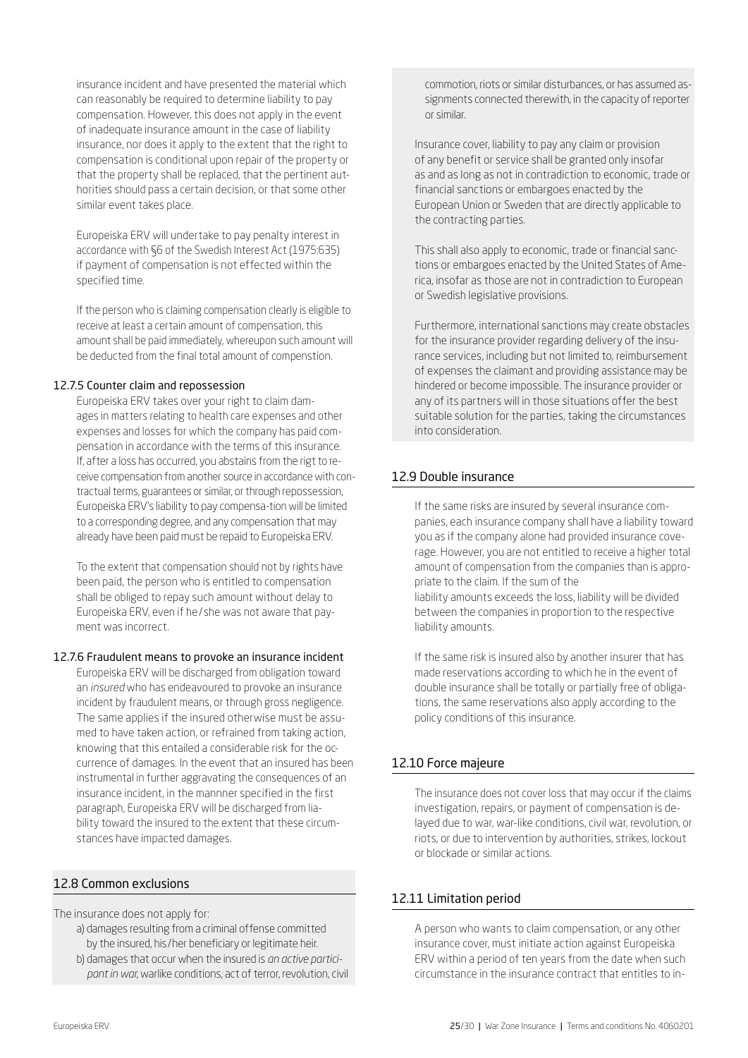insurance incident and have presented the material which can reasonably be required to determine liability to pay compensation. However, this does not apply in the event of inadequate insurance amount in the case of liability insurance, nor does it apply to the extent that the right to compensation is conditional upon repair of the property or that the property shall be replaced, that the pertinent authorities should pass a certain decision, or that some other similar event takes place.

Europeiska ERV will undertake to pay penalty interest in accordance with §6 of the Swedish Interest Act (1975:635) if payment of compensation is not effected within the specified time.

If the person who is claiming compensation clearly is eligible to receive at least a certain amount of compensation, this amount shall be paid immediately, whereupon such amount will be deducted from the final total amount of compenstion.

#### 12.7.5 Counter claim and repossession

Europeiska ERV takes over your right to claim damages in matters relating to health care expenses and other expenses and losses for which the company has paid compensation in accordance with the terms of this insurance. If, after a loss has occurred, you abstains from the rigt to receive compensation from another source in accordance with contractual terms, guarantees or similar, or through repossession, Europeiska ERV's liability to pay compensa-tion will be limited to a corresponding degree, and any compensation that may already have been paid must be repaid to Europeiska ERV.

To the extent that compensation should not by rights have been paid, the person who is entitled to compensation shall be obliged to repay such amount without delay to Europeiska ERV, even if he / she was not aware that payment was incorrect.

#### 12.7.6 Fraudulent means to provoke an insurance incident

Europeiska ERV will be discharged from obligation toward an *insured* who has endeavoured to provoke an insurance incident by fraudulent means, or through gross negligence. The same applies if the insured otherwise must be assumed to have taken action, or refrained from taking action, knowing that this entailed a considerable risk for the occurrence of damages. In the event that an insured has been instrumental in further aggravating the consequences of an insurance incident, in the mannner specified in the first paragraph, Europeiska ERV will be discharged from liability toward the insured to the extent that these circumstances have impacted damages.

### 12.8 Common exclusions

The insurance does not apply for:

a) damages resulting from a criminal offense committed by the insured, his / her beneficiary or legitimate heir.
b) damages that occur when the insured is *an active participant in war*, warlike conditions, act of terror, revolution, civil commotion, riots or similar disturbances, or has assumed assignments connected therewith, in the capacity of reporter or similar.

Insurance cover, liability to pay any claim or provision of any benefit or service shall be granted only insofar as and as long as not in contradiction to economic, trade or financial sanctions or embargoes enacted by the European Union or Sweden that are directly applicable to the contracting parties.

This shall also apply to economic, trade or financial sanctions or embargoes enacted by the United States of America, insofar as those are not in contradiction to European or Swedish legislative provisions.

Furthermore, international sanctions may create obstacles for the insurance provider regarding delivery of the insurance services, including but not limited to, reimbursement of expenses the claimant and providing assistance may be hindered or become impossible. The insurance provider or any of its partners will in those situations offer the best suitable solution for the parties, taking the circumstances into consideration.

### 12.9 Double insurance

If the same risks are insured by several insurance companies, each insurance company shall have a liability toward you as if the company alone had provided insurance coverage. However, you are not entitled to receive a higher total amount of compensation from the companies than is appropriate to the claim. If the sum of the liability amounts exceeds the loss, liability will be divided between the companies in proportion to the respective liability amounts.

If the same risk is insured also by another insurer that has made reservations according to which he in the event of double insurance shall be totally or partially free of obligations, the same reservations also apply according to the policy conditions of this insurance.

### 12.10 Force majeure

The insurance does not cover loss that may occur if the claims investigation, repairs, or payment of compensation is delayed due to war, war-like conditions, civil war, revolution, or riots, or due to intervention by authorities, strikes, lockout or blockade or similar actions.

### 12.11 Limitation period

A person who wants to claim compensation, or any other insurance cover, must initiate action against Europeiska ERV within a period of ten years from the date when such circumstance in the insurance contract that entitles to in-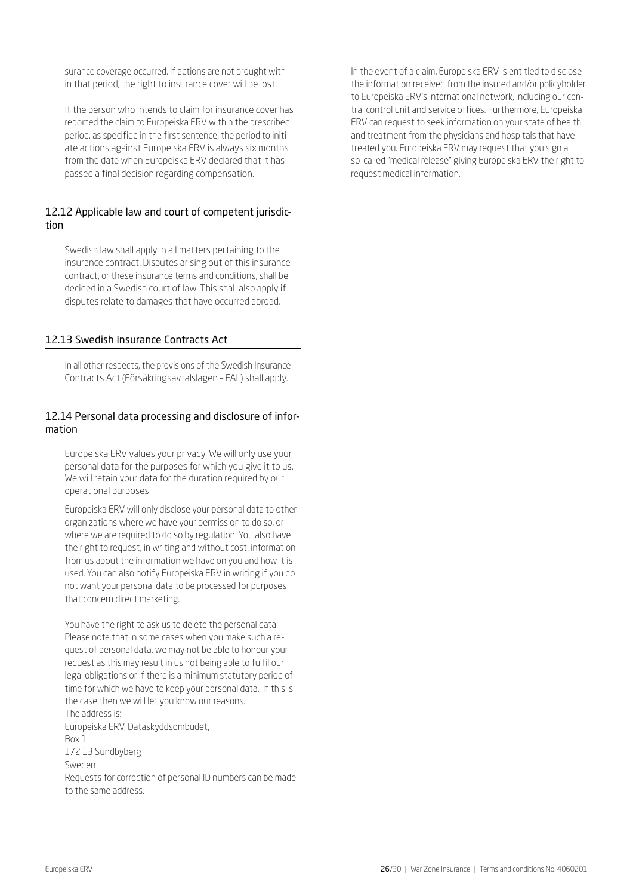surance coverage occurred. If actions are not brought within that period, the right to insurance cover will be lost.

If the person who intends to claim for insurance cover has reported the claim to Europeiska ERV within the prescribed period, as specified in the first sentence, the period to initiate actions against Europeiska ERV is always six months from the date when Europeiska ERV declared that it has passed a final decision regarding compensation.

## 12.12 Applicable law and court of competent jurisdiction

Swedish law shall apply in all matters pertaining to the insurance contract. Disputes arising out of this insurance contract, or these insurance terms and conditions, shall be decided in a Swedish court of law. This shall also apply if disputes relate to damages that have occurred abroad.

## 12.13 Swedish Insurance Contracts Act

In all other respects, the provisions of the Swedish Insurance Contracts Act (Försäkringsavtalslagen – FAL) shall apply.

## 12.14 Personal data processing and disclosure of information

Europeiska ERV values your privacy. We will only use your personal data for the purposes for which you give it to us. We will retain your data for the duration required by our operational purposes.

Europeiska ERV will only disclose your personal data to other organizations where we have your permission to do so, or where we are required to do so by regulation. You also have the right to request, in writing and without cost, information from us about the information we have on you and how it is used. You can also notify Europeiska ERV in writing if you do not want your personal data to be processed for purposes that concern direct marketing.

You have the right to ask us to delete the personal data. Please note that in some cases when you make such a request of personal data, we may not be able to honour your request as this may result in us not being able to fulfil our legal obligations or if there is a minimum statutory period of time for which we have to keep your personal data. If this is the case then we will let you know our reasons.
The address is:
Europeiska ERV, Dataskyddsombudet,
Box 1
172 13 Sundbyberg
Sweden
Requests for correction of personal ID numbers can be made to the same address.

In the event of a claim, Europeiska ERV is entitled to disclose the information received from the insured and/or policyholder to Europeiska ERV's international network, including our central control unit and service offices. Furthermore, Europeiska ERV can request to seek information on your state of health and treatment from the physicians and hospitals that have treated you. Europeiska ERV may request that you sign a so-called "medical release" giving Europeiska ERV the right to request medical information.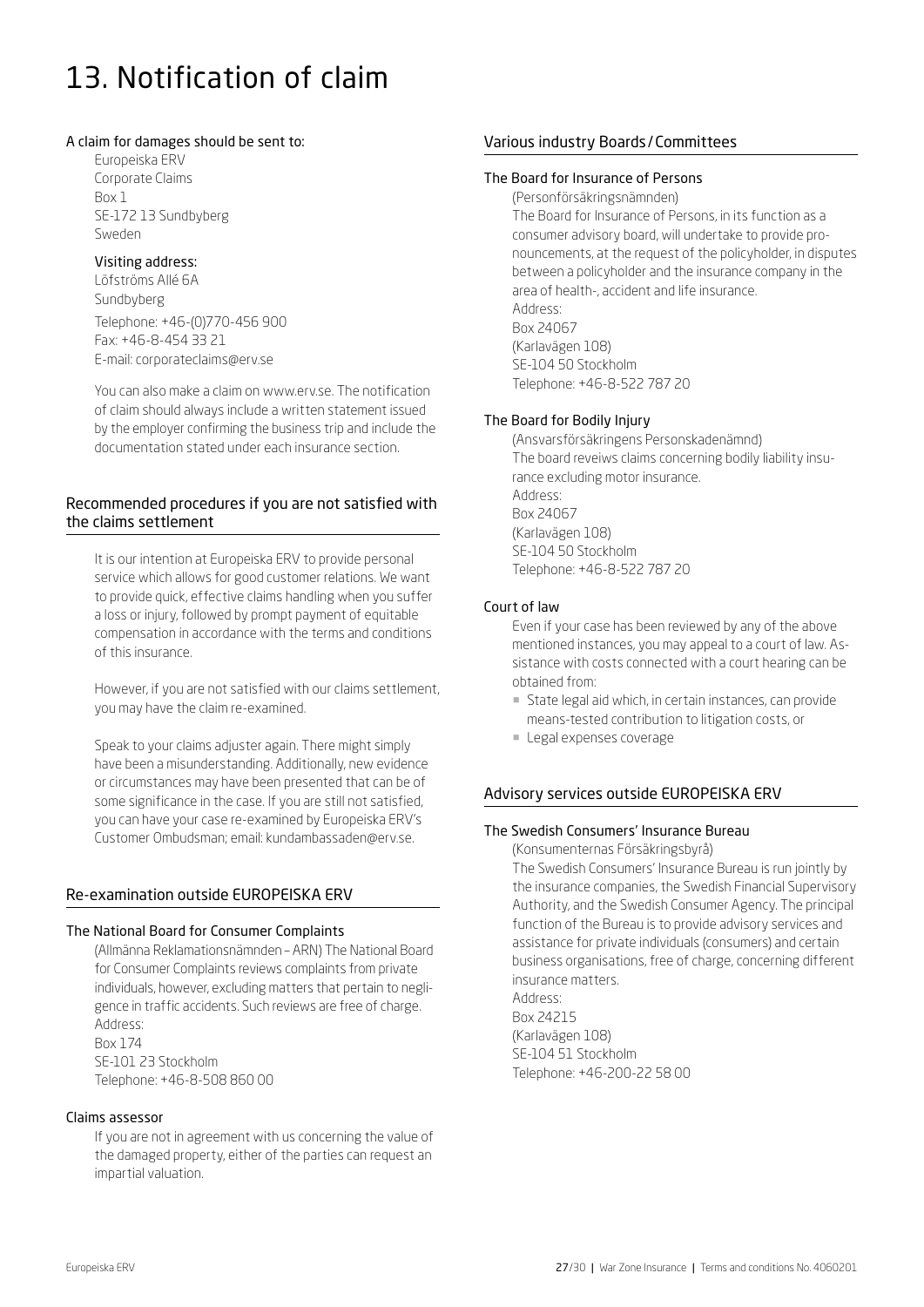# 13. Notification of claim

**A claim for damages should be sent to:**

Europeiska ERV
Corporate Claims
Box 1
SE-172 13 Sundbyberg
Sweden

**Visiting address:**

Löfströms Allé 6A
Sundbyberg
Telephone: +46-(0)770-456 900
Fax: +46-8-454 33 21
E-mail: corporateclaims@erv.se

You can also make a claim on www.erv.se. The notification of claim should always include a written statement issued by the employer confirming the business trip and include the documentation stated under each insurance section.

## Recommended procedures if you are not satisfied with the claims settlement

It is our intention at Europeiska ERV to provide personal service which allows for good customer relations. We want to provide quick, effective claims handling when you suffer a loss or injury, followed by prompt payment of equitable compensation in accordance with the terms and conditions of this insurance.

However, if you are not satisfied with our claims settlement, you may have the claim re-examined.

Speak to your claims adjuster again. There might simply have been a misunderstanding. Additionally, new evidence or circumstances may have been presented that can be of some significance in the case. If you are still not satisfied, you can have your case re-examined by Europeiska ERV's Customer Ombudsman; email: kundambassaden@erv.se.

## Re-examination outside EUROPEISKA ERV

### The National Board for Consumer Complaints

(Allmänna Reklamationsnämnden – ARN) The National Board for Consumer Complaints reviews complaints from private individuals, however, excluding matters that pertain to negligence in traffic accidents. Such reviews are free of charge.
Address:
Box 174
SE-101 23 Stockholm
Telephone: +46-8-508 860 00

### Claims assessor

If you are not in agreement with us concerning the value of the damaged property, either of the parties can request an impartial valuation.

## Various industry Boards / Committees

### The Board for Insurance of Persons

(Personförsäkringsnämnden)
The Board for Insurance of Persons, in its function as a consumer advisory board, will undertake to provide pronouncements, at the request of the policyholder, in disputes between a policyholder and the insurance company in the area of health-, accident and life insurance.
Address:
Box 24067
(Karlavägen 108)
SE-104 50 Stockholm
Telephone: +46-8-522 787 20

### The Board for Bodily Injury

(Ansvarsförsäkringens Personskadenämnd)
The board reveiws claims concerning bodily liability insurance excluding motor insurance.
Address:
Box 24067
(Karlavägen 108)
SE-104 50 Stockholm
Telephone: +46-8-522 787 20

### Court of law

Even if your case has been reviewed by any of the above mentioned instances, you may appeal to a court of law. Assistance with costs connected with a court hearing can be obtained from:

- State legal aid which, in certain instances, can provide means-tested contribution to litigation costs, or
- Legal expenses coverage

## Advisory services outside EUROPEISKA ERV

### The Swedish Consumers' Insurance Bureau

(Konsumenternas Försäkringsbyrå)
The Swedish Consumers' Insurance Bureau is run jointly by the insurance companies, the Swedish Financial Supervisory Authority, and the Swedish Consumer Agency. The principal function of the Bureau is to provide advisory services and assistance for private individuals (consumers) and certain business organisations, free of charge, concerning different insurance matters.
Address:
Box 24215
(Karlavägen 108)
SE-104 51 Stockholm
Telephone: +46-200-22 58 00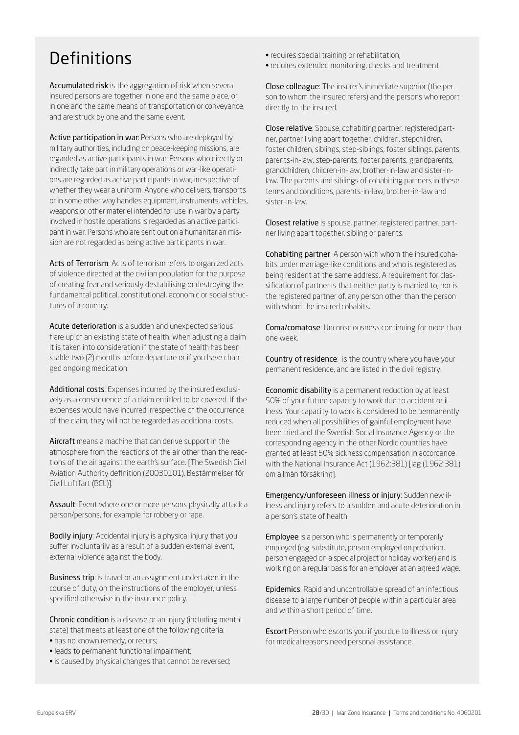# Definitions

**Accumulated risk** is the aggregation of risk when several insured persons are together in one and the same place, or in one and the same means of transportation or conveyance, and are struck by one and the same event.

**Active participation in war**: Persons who are deployed by military authorities, including on peace-keeping missions, are regarded as active participants in war. Persons who directly or indirectly take part in military operations or war-like operations are regarded as active participants in war, irrespective of whether they wear a uniform. Anyone who delivers, transports or in some other way handles equipment, instruments, vehicles, weapons or other materiel intended for use in war by a party involved in hostile operations is regarded as an active participant in war. Persons who are sent out on a humanitarian mission are not regarded as being active participants in war.

**Acts of Terrorism**: Acts of terrorism refers to organized acts of violence directed at the civilian population for the purpose of creating fear and seriously destabilising or destroying the fundamental political, constitutional, economic or social structures of a country.

**Acute deterioration** is a sudden and unexpected serious flare up of an existing state of health. When adjusting a claim it is taken into consideration if the state of health has been stable two (2) months before departure or if you have changed ongoing medication.

**Additional costs**: Expenses incurred by the insured exclusively as a consequence of a claim entitled to be covered. If the expenses would have incurred irrespective of the occurrence of the claim, they will not be regarded as additional costs.

**Aircraft** means a machine that can derive support in the atmosphere from the reactions of the air other than the reactions of the air against the earth's surface. [The Swedish Civil Aviation Authority definition (20030101), Bestämmelser för Civil Luftfart (BCL)].

**Assault**: Event where one or more persons physically attack a person/persons, for example for robbery or rape.

**Bodily injury**: Accidental injury is a physical injury that you suffer involuntarily as a result of a sudden external event, external violence against the body.

**Business trip**: is travel or an assignment undertaken in the course of duty, on the instructions of the employer, unless specified otherwise in the insurance policy.

**Chronic condition** is a disease or an injury (including mental state) that meets at least one of the following criteria:

- has no known remedy, or recurs;
- leads to permanent functional impairment;
- is caused by physical changes that cannot be reversed;
- requires special training or rehabilitation;
- requires extended monitoring, checks and treatment

**Close colleague**: The insurer's immediate superior (the person to whom the insured refers) and the persons who report directly to the insured.

**Close relative**: Spouse, cohabiting partner, registered partner, partner living apart together, children, stepchildren, foster children, siblings, step-siblings, foster siblings, parents, parents-in-law, step-parents, foster parents, grandparents, grandchildren, children-in-law, brother-in-law and sister-in-law. The parents and siblings of cohabiting partners in these terms and conditions, parents-in-law, brother-in-law and sister-in-law.

**Closest relative** is spouse, partner, registered partner, partner living apart together, sibling or parents.

**Cohabiting partner**: A person with whom the insured cohabits under marriage-like conditions and who is registered as being resident at the same address. A requirement for classification of partner is that neither party is married to, nor is the registered partner of, any person other than the person with whom the insured cohabits.

**Coma/comatose**: Unconsciousness continuing for more than one week.

**Country of residence**: is the country where you have your permanent residence, and are listed in the civil registry.

**Economic disability** is a permanent reduction by at least 50% of your future capacity to work due to accident or illness. Your capacity to work is considered to be permanently reduced when all possibilities of gainful employment have been tried and the Swedish Social Insurance Agency or the corresponding agency in the other Nordic countries have granted at least 50% sickness compensation in accordance with the National Insurance Act (1962:381) [lag (1962:381) om allmän försäkring].

**Emergency/unforeseen illness or injury**: Sudden new illness and injury refers to a sudden and acute deterioration in a person's state of health.

**Employee** is a person who is permanently or temporarily employed (e.g. substitute, person employed on probation, person engaged on a special project or holiday worker) and is working on a regular basis for an employer at an agreed wage.

**Epidemics**: Rapid and uncontrollable spread of an infectious disease to a large number of people within a particular area and within a short period of time.

**Escort** Person who escorts you if you due to illness or injury for medical reasons need personal assistance.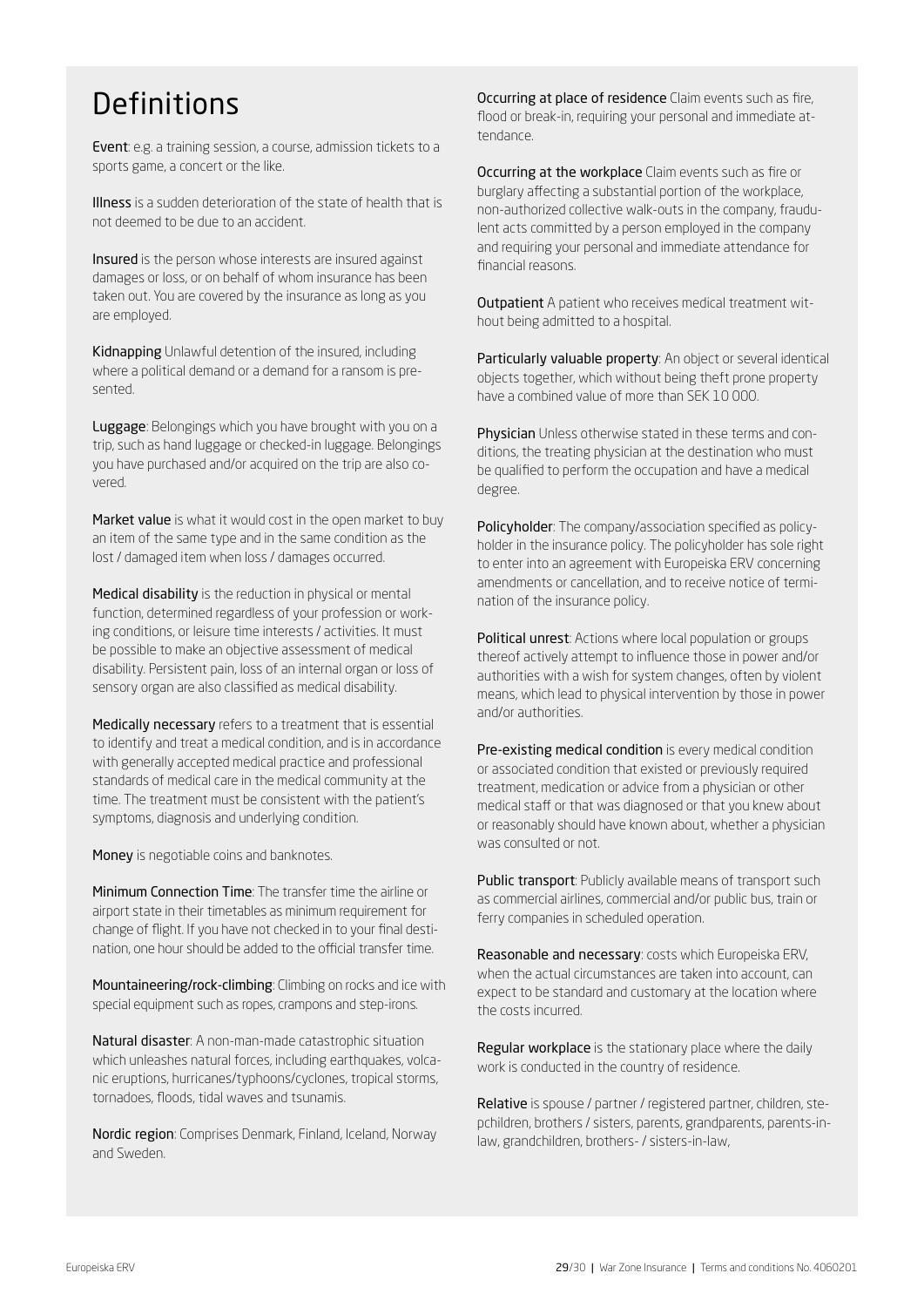# Definitions

**Event**: e.g. a training session, a course, admission tickets to a sports game, a concert or the like.

**Illness** is a sudden deterioration of the state of health that is not deemed to be due to an accident.

**Insured** is the person whose interests are insured against damages or loss, or on behalf of whom insurance has been taken out. You are covered by the insurance as long as you are employed.

**Kidnapping** Unlawful detention of the insured, including where a political demand or a demand for a ransom is presented.

**Luggage**: Belongings which you have brought with you on a trip, such as hand luggage or checked-in luggage. Belongings you have purchased and/or acquired on the trip are also covered.

**Market value** is what it would cost in the open market to buy an item of the same type and in the same condition as the lost / damaged item when loss / damages occurred.

**Medical disability** is the reduction in physical or mental function, determined regardless of your profession or working conditions, or leisure time interests / activities. It must be possible to make an objective assessment of medical disability. Persistent pain, loss of an internal organ or loss of sensory organ are also classified as medical disability.

**Medically necessary** refers to a treatment that is essential to identify and treat a medical condition, and is in accordance with generally accepted medical practice and professional standards of medical care in the medical community at the time. The treatment must be consistent with the patient's symptoms, diagnosis and underlying condition.

**Money** is negotiable coins and banknotes.

**Minimum Connection Time**: The transfer time the airline or airport state in their timetables as minimum requirement for change of flight. If you have not checked in to your final destination, one hour should be added to the official transfer time.

**Mountaineering/rock-climbing**: Climbing on rocks and ice with special equipment such as ropes, crampons and step-irons.

**Natural disaster**: A non-man-made catastrophic situation which unleashes natural forces, including earthquakes, volcanic eruptions, hurricanes/typhoons/cyclones, tropical storms, tornadoes, floods, tidal waves and tsunamis.

**Nordic region**: Comprises Denmark, Finland, Iceland, Norway and Sweden.

**Occurring at place of residence** Claim events such as fire, flood or break-in, requiring your personal and immediate attendance.

**Occurring at the workplace** Claim events such as fire or burglary affecting a substantial portion of the workplace, non-authorized collective walk-outs in the company, fraudulent acts committed by a person employed in the company and requiring your personal and immediate attendance for financial reasons.

**Outpatient** A patient who receives medical treatment without being admitted to a hospital.

**Particularly valuable property**: An object or several identical objects together, which without being theft prone property have a combined value of more than SEK 10 000.

**Physician** Unless otherwise stated in these terms and conditions, the treating physician at the destination who must be qualified to perform the occupation and have a medical degree.

**Policyholder**: The company/association specified as policyholder in the insurance policy. The policyholder has sole right to enter into an agreement with Europeiska ERV concerning amendments or cancellation, and to receive notice of termination of the insurance policy.

**Political unrest**: Actions where local population or groups thereof actively attempt to influence those in power and/or authorities with a wish for system changes, often by violent means, which lead to physical intervention by those in power and/or authorities.

**Pre-existing medical condition** is every medical condition or associated condition that existed or previously required treatment, medication or advice from a physician or other medical staff or that was diagnosed or that you knew about or reasonably should have known about, whether a physician was consulted or not.

**Public transport**: Publicly available means of transport such as commercial airlines, commercial and/or public bus, train or ferry companies in scheduled operation.

**Reasonable and necessary**: costs which Europeiska ERV, when the actual circumstances are taken into account, can expect to be standard and customary at the location where the costs incurred.

**Regular workplace** is the stationary place where the daily work is conducted in the country of residence.

**Relative** is spouse / partner / registered partner, children, stepchildren, brothers / sisters, parents, grandparents, parents-in-law, grandchildren, brothers- / sisters-in-law,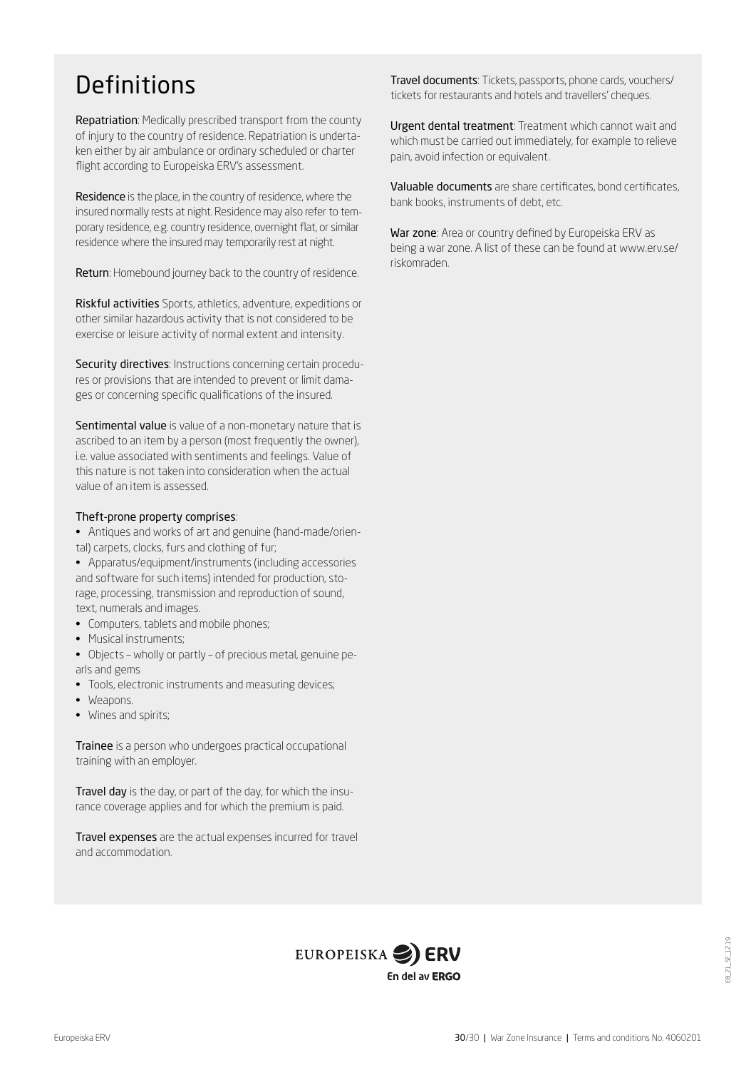# Definitions

**Repatriation**: Medically prescribed transport from the county of injury to the country of residence. Repatriation is undertaken either by air ambulance or ordinary scheduled or charter flight according to Europeiska ERV's assessment.

**Residence** is the place, in the country of residence, where the insured normally rests at night. Residence may also refer to temporary residence, e.g. country residence, overnight flat, or similar residence where the insured may temporarily rest at night.

**Return**: Homebound journey back to the country of residence.

**Riskful activities** Sports, athletics, adventure, expeditions or other similar hazardous activity that is not considered to be exercise or leisure activity of normal extent and intensity.

**Security directives**: Instructions concerning certain procedures or provisions that are intended to prevent or limit damages or concerning specific qualifications of the insured.

**Sentimental value** is value of a non-monetary nature that is ascribed to an item by a person (most frequently the owner), i.e. value associated with sentiments and feelings. Value of this nature is not taken into consideration when the actual value of an item is assessed.

**Theft-prone property comprises**:

- Antiques and works of art and genuine (hand-made/oriental) carpets, clocks, furs and clothing of fur;
- Apparatus/equipment/instruments (including accessories and software for such items) intended for production, storage, processing, transmission and reproduction of sound, text, numerals and images.
- Computers, tablets and mobile phones;
- Musical instruments;
- Objects – wholly or partly – of precious metal, genuine pearls and gems
- Tools, electronic instruments and measuring devices;
- Weapons.
- Wines and spirits;

**Trainee** is a person who undergoes practical occupational training with an employer.

**Travel day** is the day, or part of the day, for which the insurance coverage applies and for which the premium is paid.

**Travel expenses** are the actual expenses incurred for travel and accommodation.

**Travel documents**: Tickets, passports, phone cards, vouchers/tickets for restaurants and hotels and travellers' cheques.

**Urgent dental treatment**: Treatment which cannot wait and which must be carried out immediately, for example to relieve pain, avoid infection or equivalent.

**Valuable documents** are share certificates, bond certificates, bank books, instruments of debt, etc.

**War zone**: Area or country defined by Europeiska ERV as being a war zone. A list of these can be found at www.erv.se/riskomraden.

EUROPEISKA ERV
En del av ERGO